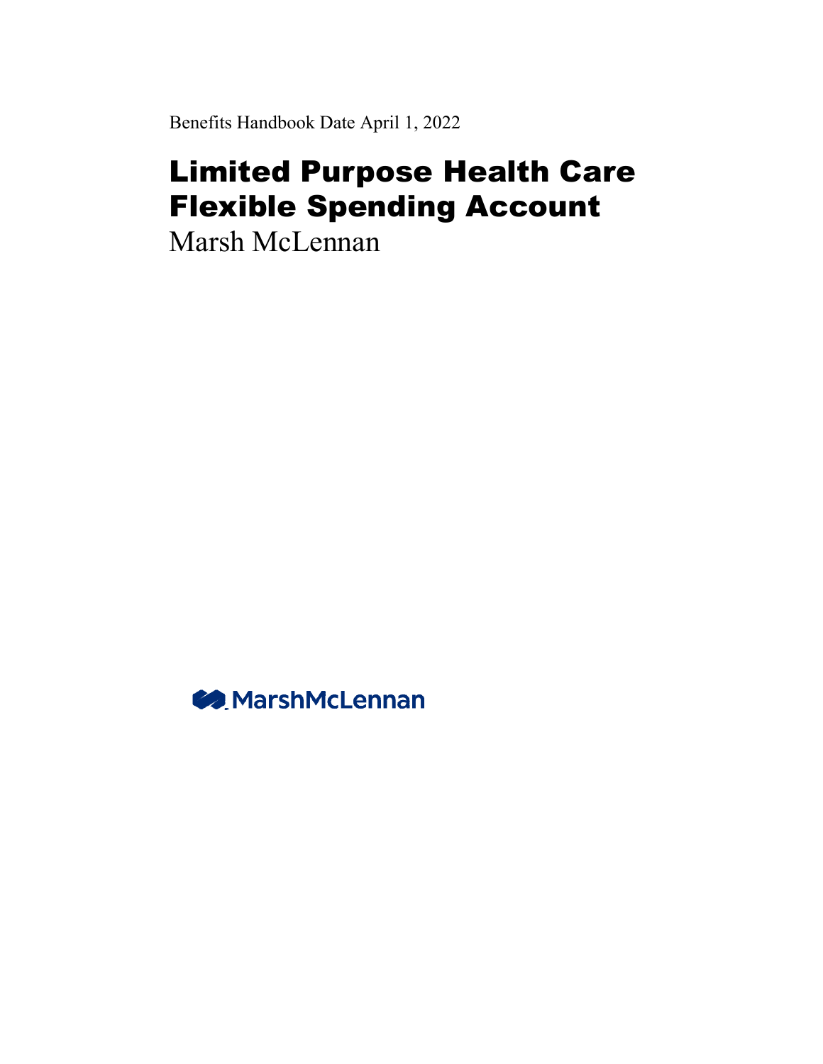Benefits Handbook Date April 1, 2022

# Limited Purpose Health Care Flexible Spending Account

Marsh McLennan

MarshMcLennan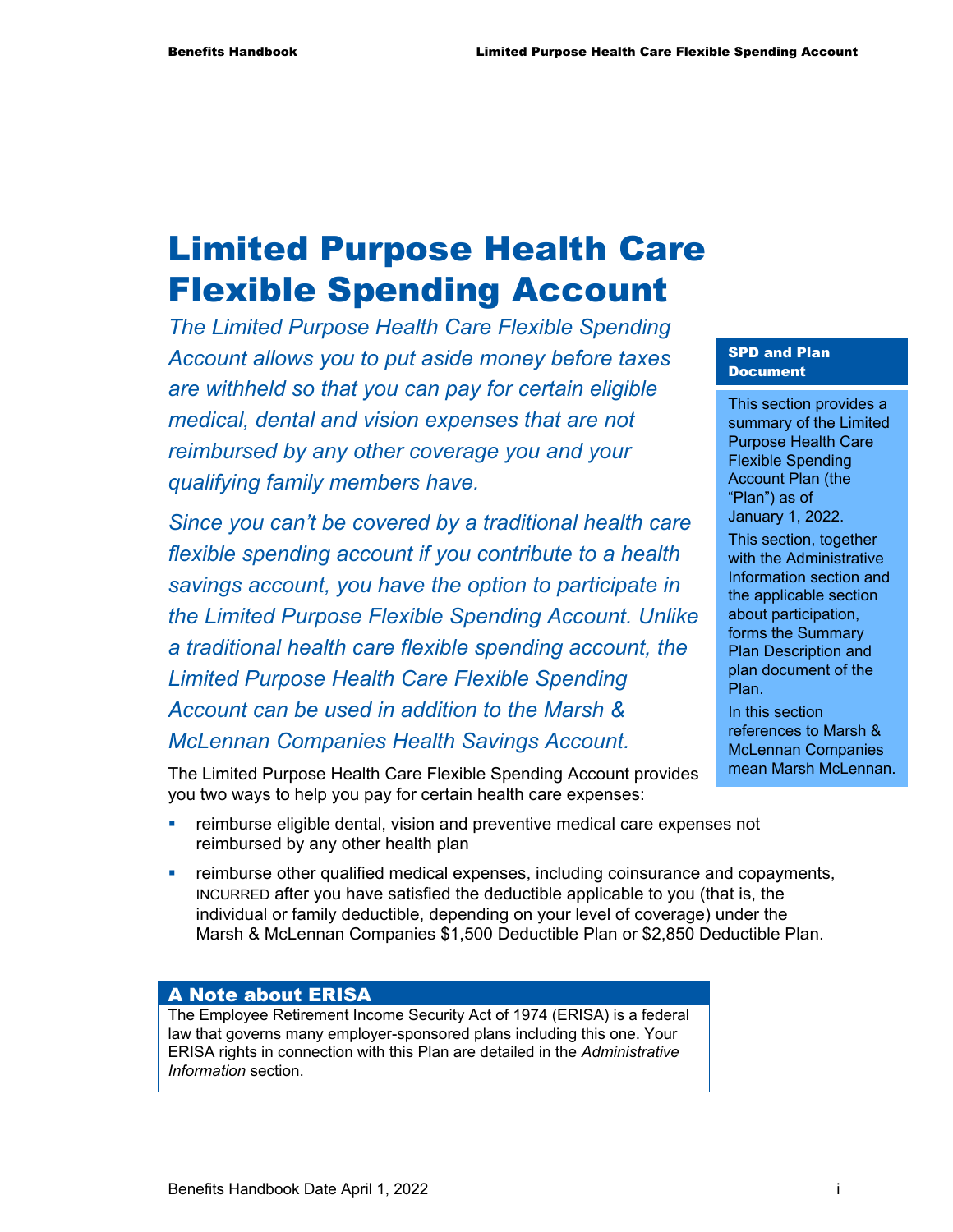# Limited Purpose Health Care Flexible Spending Account

*The Limited Purpose Health Care Flexible Spending Account allows you to put aside money before taxes are withheld so that you can pay for certain eligible medical, dental and vision expenses that are not reimbursed by any other coverage you and your qualifying family members have.*

*Since you can't be covered by a traditional health care flexible spending account if you contribute to a health savings account, you have the option to participate in the Limited Purpose Flexible Spending Account. Unlike a traditional health care flexible spending account, the Limited Purpose Health Care Flexible Spending Account can be used in addition to the Marsh & McLennan Companies Health Savings Account.*

**SPD and Plan Document**

This section provides a summary of the Limited Purpose Health Care Flexible Spending Account Plan (the "Plan") as of January 1, 2022.

This section, together with the Administrative Information section and the applicable section about participation, forms the Summary Plan Description and plan document of the Plan.

In this section references to Marsh & McLennan Companies mean Marsh McLennan.

The Limited Purpose Health Care Flexible Spending Account provides you two ways to help you pay for certain health care expenses:

- reimburse eligible dental, vision and preventive medical care expenses not reimbursed by any other health plan
- reimburse other qualified medical expenses, including coinsurance and copayments, INCURRED after you have satisfied the deductible applicable to you (that is, the individual or family deductible, depending on your level of coverage) under the Marsh & McLennan Companies $1,500 Deductible Plan or $2,850 Deductible Plan.

## A Note about ERISA

The Employee Retirement Income Security Act of 1974 (ERISA) is a federal law that governs many employer-sponsored plans including this one. Your ERISA rights in connection with this Plan are detailed in the *Administrative Information* section.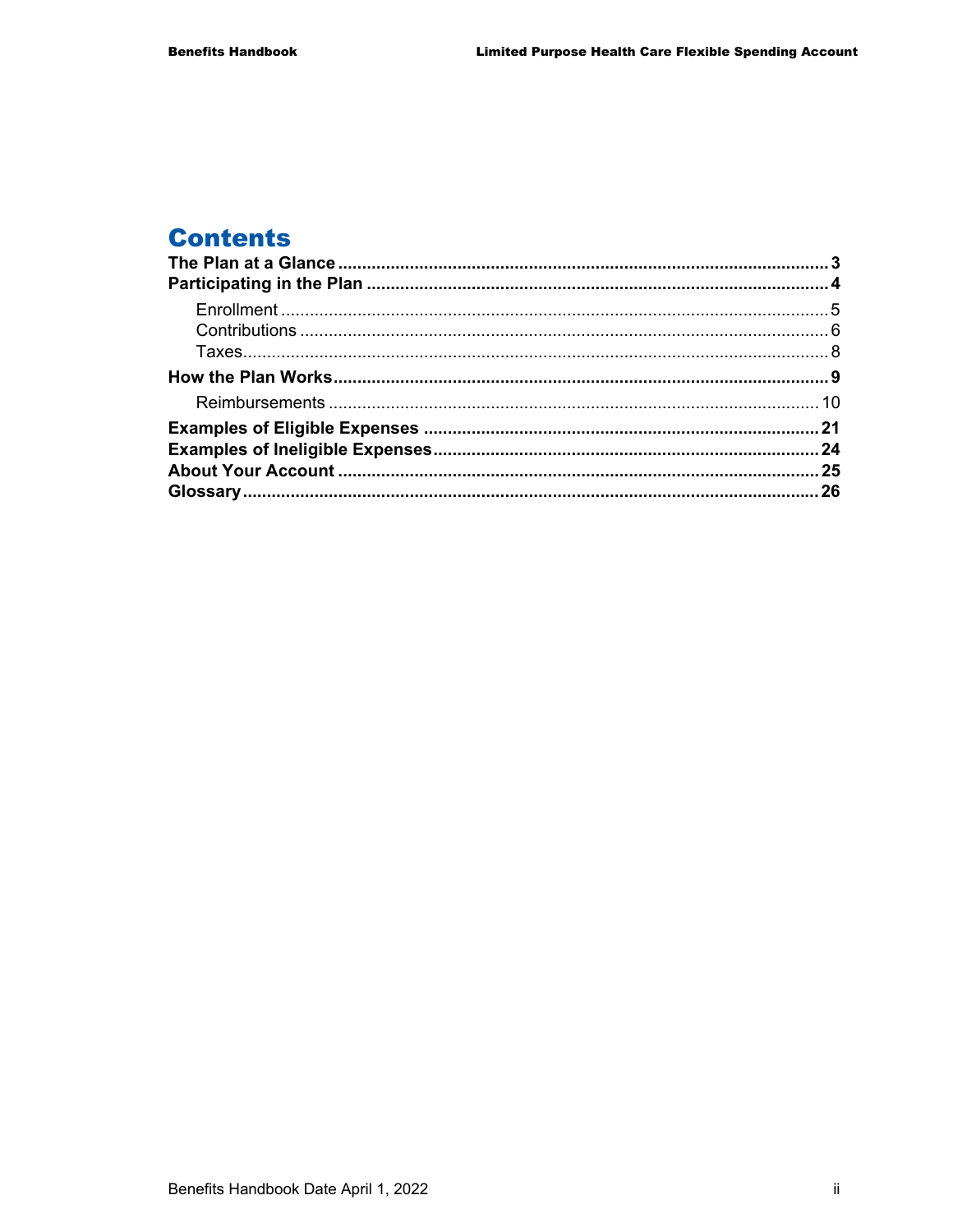# Contents

**The Plan at a Glance** ..................... **3**

**Participating in the Plan** ..................... **4**

- Enrollment ..................... 5
- Contributions ..................... 6
- Taxes ..................... 8

**How the Plan Works** ..................... **9**

- Reimbursements ..................... 10

**Examples of Eligible Expenses** ..................... **21**

**Examples of Ineligible Expenses** ..................... **24**

**About Your Account** ..................... **25**

**Glossary** ..................... **26**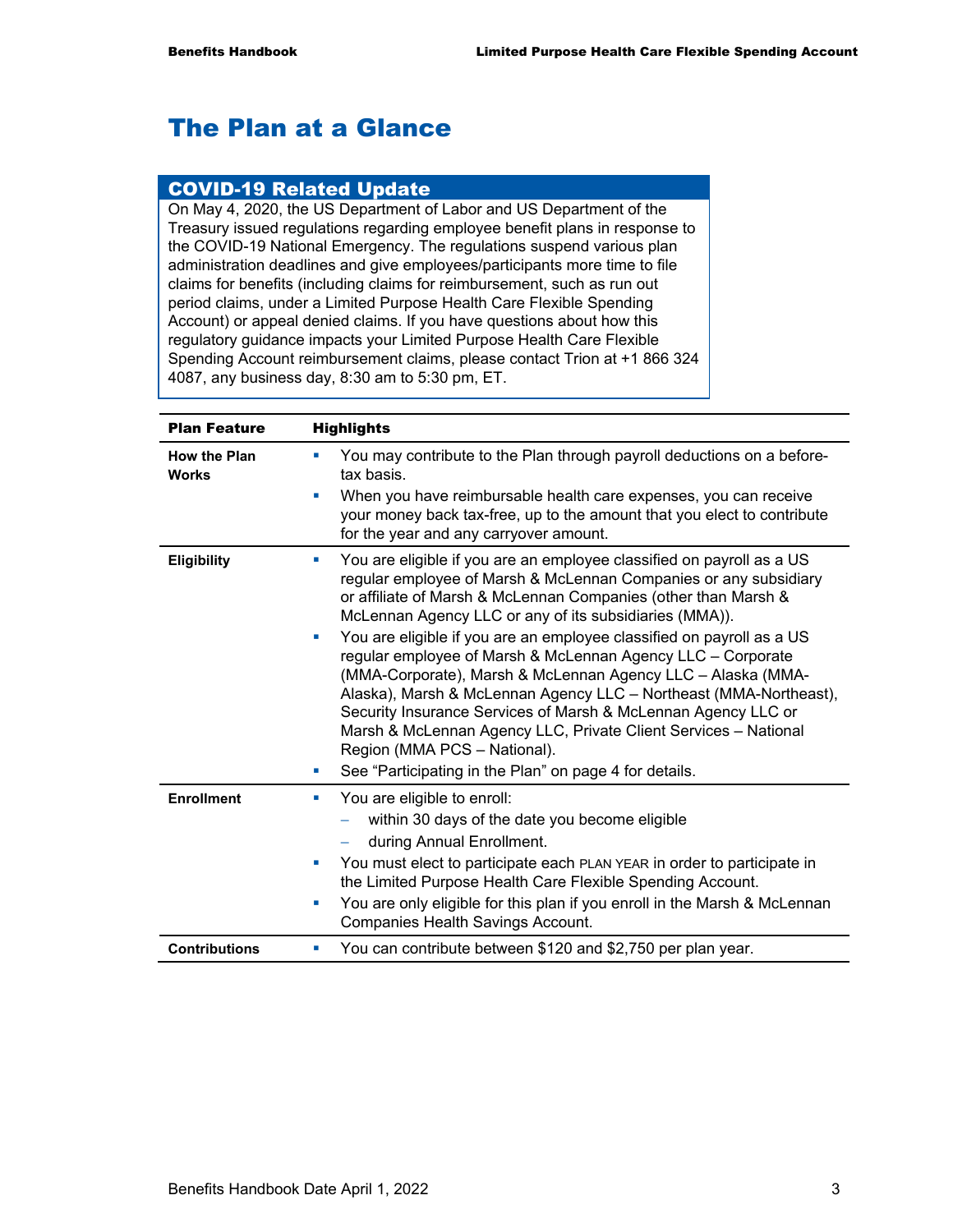# The Plan at a Glance

## COVID-19 Related Update

On May 4, 2020, the US Department of Labor and US Department of the Treasury issued regulations regarding employee benefit plans in response to the COVID-19 National Emergency. The regulations suspend various plan administration deadlines and give employees/participants more time to file claims for benefits (including claims for reimbursement, such as run out period claims, under a Limited Purpose Health Care Flexible Spending Account) or appeal denied claims. If you have questions about how this regulatory guidance impacts your Limited Purpose Health Care Flexible Spending Account reimbursement claims, please contact Trion at +1 866 324 4087, any business day, 8:30 am to 5:30 pm, ET.

| Plan Feature | Highlights |
|---|---|
| **How the Plan Works** | ▪ You may contribute to the Plan through payroll deductions on a before-tax basis.<br>▪ When you have reimbursable health care expenses, you can receive your money back tax-free, up to the amount that you elect to contribute for the year and any carryover amount. |
| **Eligibility** | ▪ You are eligible if you are an employee classified on payroll as a US regular employee of Marsh & McLennan Companies or any subsidiary or affiliate of Marsh & McLennan Companies (other than Marsh & McLennan Agency LLC or any of its subsidiaries (MMA)).<br>▪ You are eligible if you are an employee classified on payroll as a US regular employee of Marsh & McLennan Agency LLC – Corporate (MMA-Corporate), Marsh & McLennan Agency LLC – Alaska (MMA-Alaska), Marsh & McLennan Agency LLC – Northeast (MMA-Northeast), Security Insurance Services of Marsh & McLennan Agency LLC or Marsh & McLennan Agency LLC, Private Client Services – National Region (MMA PCS – National).<br>▪ See "Participating in the Plan" on page 4 for details. |
| **Enrollment** | ▪ You are eligible to enroll:<br>  – within 30 days of the date you become eligible<br>  – during Annual Enrollment.<br>▪ You must elect to participate each PLAN YEAR in order to participate in the Limited Purpose Health Care Flexible Spending Account.<br>▪ You are only eligible for this plan if you enroll in the Marsh & McLennan Companies Health Savings Account. |
| **Contributions** | ▪ You can contribute between $120 and $2,750 per plan year. |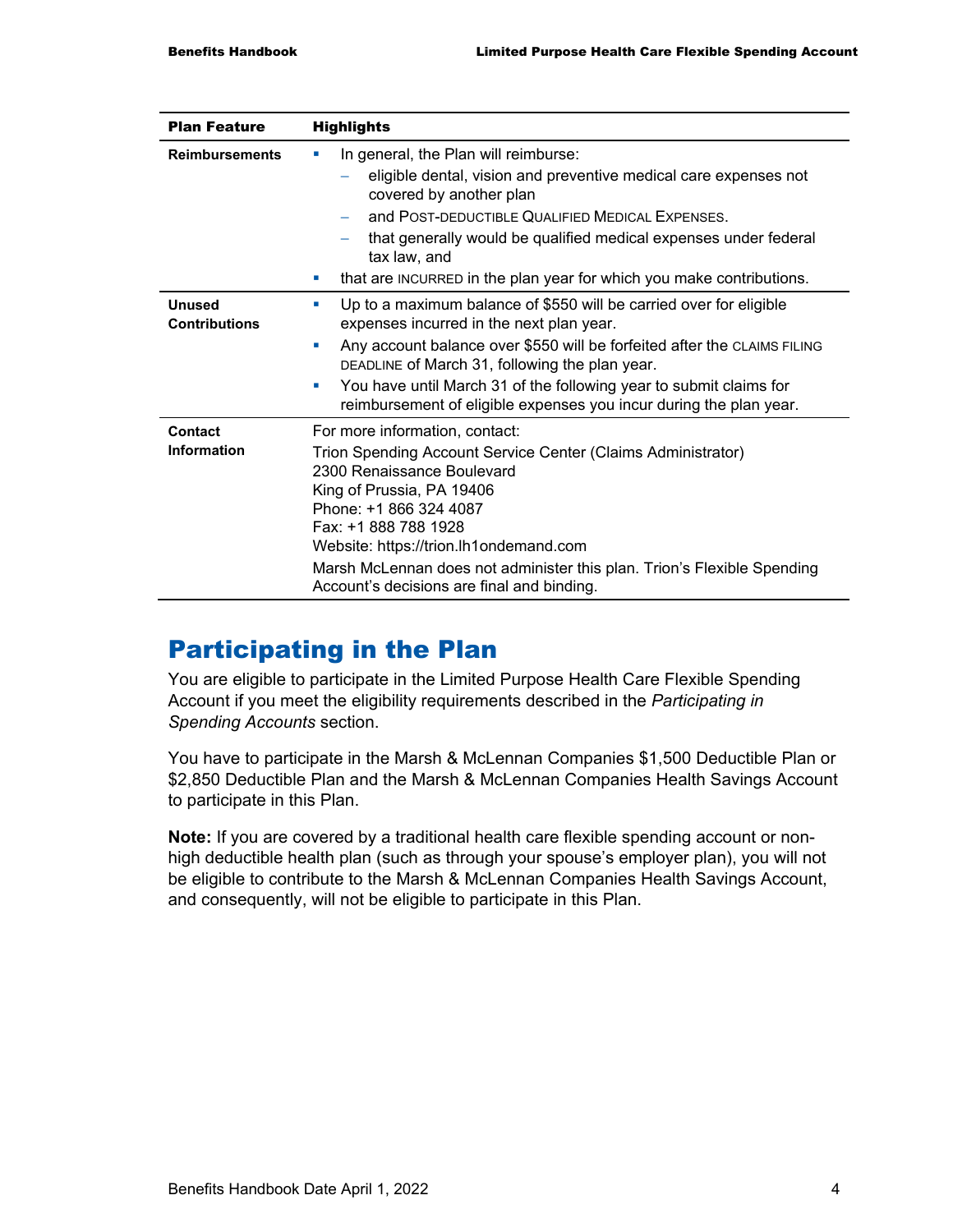| Plan Feature | Highlights |
|---|---|
| **Reimbursements** | ▪ In general, the Plan will reimburse:<br>– eligible dental, vision and preventive medical care expenses not covered by another plan<br>– and POST-DEDUCTIBLE QUALIFIED MEDICAL EXPENSES.<br>– that generally would be qualified medical expenses under federal tax law, and<br>▪ that are INCURRED in the plan year for which you make contributions. |
| **Unused Contributions** | ▪ Up to a maximum balance of $550 will be carried over for eligible expenses incurred in the next plan year.<br>▪ Any account balance over $550 will be forfeited after the CLAIMS FILING DEADLINE of March 31, following the plan year.<br>▪ You have until March 31 of the following year to submit claims for reimbursement of eligible expenses you incur during the plan year. |
| **Contact Information** | For more information, contact:<br>Trion Spending Account Service Center (Claims Administrator)<br>2300 Renaissance Boulevard<br>King of Prussia, PA 19406<br>Phone: +1 866 324 4087<br>Fax: +1 888 788 1928<br>Website: https://trion.lh1ondemand.com<br>Marsh McLennan does not administer this plan. Trion's Flexible Spending Account's decisions are final and binding. |

# Participating in the Plan

You are eligible to participate in the Limited Purpose Health Care Flexible Spending Account if you meet the eligibility requirements described in the *Participating in Spending Accounts* section.

You have to participate in the Marsh & McLennan Companies $1,500 Deductible Plan or $2,850 Deductible Plan and the Marsh & McLennan Companies Health Savings Account to participate in this Plan.

**Note:** If you are covered by a traditional health care flexible spending account or non-high deductible health plan (such as through your spouse's employer plan), you will not be eligible to contribute to the Marsh & McLennan Companies Health Savings Account, and consequently, will not be eligible to participate in this Plan.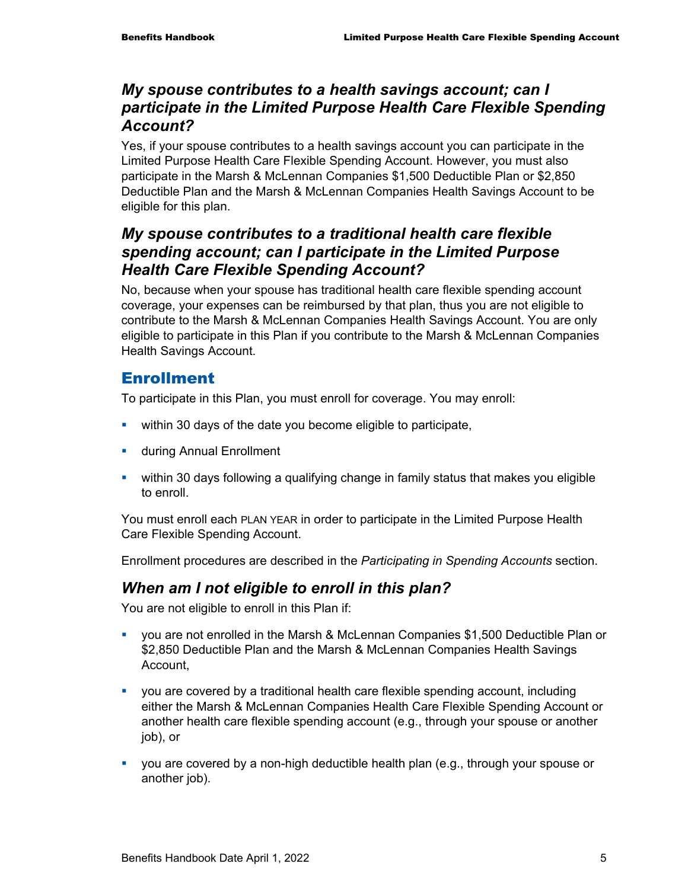### *My spouse contributes to a health savings account; can I participate in the Limited Purpose Health Care Flexible Spending Account?*

Yes, if your spouse contributes to a health savings account you can participate in the Limited Purpose Health Care Flexible Spending Account. However, you must also participate in the Marsh & McLennan Companies $1,500 Deductible Plan or $2,850 Deductible Plan and the Marsh & McLennan Companies Health Savings Account to be eligible for this plan.

### *My spouse contributes to a traditional health care flexible spending account; can I participate in the Limited Purpose Health Care Flexible Spending Account?*

No, because when your spouse has traditional health care flexible spending account coverage, your expenses can be reimbursed by that plan, thus you are not eligible to contribute to the Marsh & McLennan Companies Health Savings Account. You are only eligible to participate in this Plan if you contribute to the Marsh & McLennan Companies Health Savings Account.

## Enrollment

To participate in this Plan, you must enroll for coverage. You may enroll:

- within 30 days of the date you become eligible to participate,
- during Annual Enrollment
- within 30 days following a qualifying change in family status that makes you eligible to enroll.

You must enroll each PLAN YEAR in order to participate in the Limited Purpose Health Care Flexible Spending Account.

Enrollment procedures are described in the *Participating in Spending Accounts* section.

### *When am I not eligible to enroll in this plan?*

You are not eligible to enroll in this Plan if:

- you are not enrolled in the Marsh & McLennan Companies $1,500 Deductible Plan or $2,850 Deductible Plan and the Marsh & McLennan Companies Health Savings Account,
- you are covered by a traditional health care flexible spending account, including either the Marsh & McLennan Companies Health Care Flexible Spending Account or another health care flexible spending account (e.g., through your spouse or another job), or
- you are covered by a non-high deductible health plan (e.g., through your spouse or another job).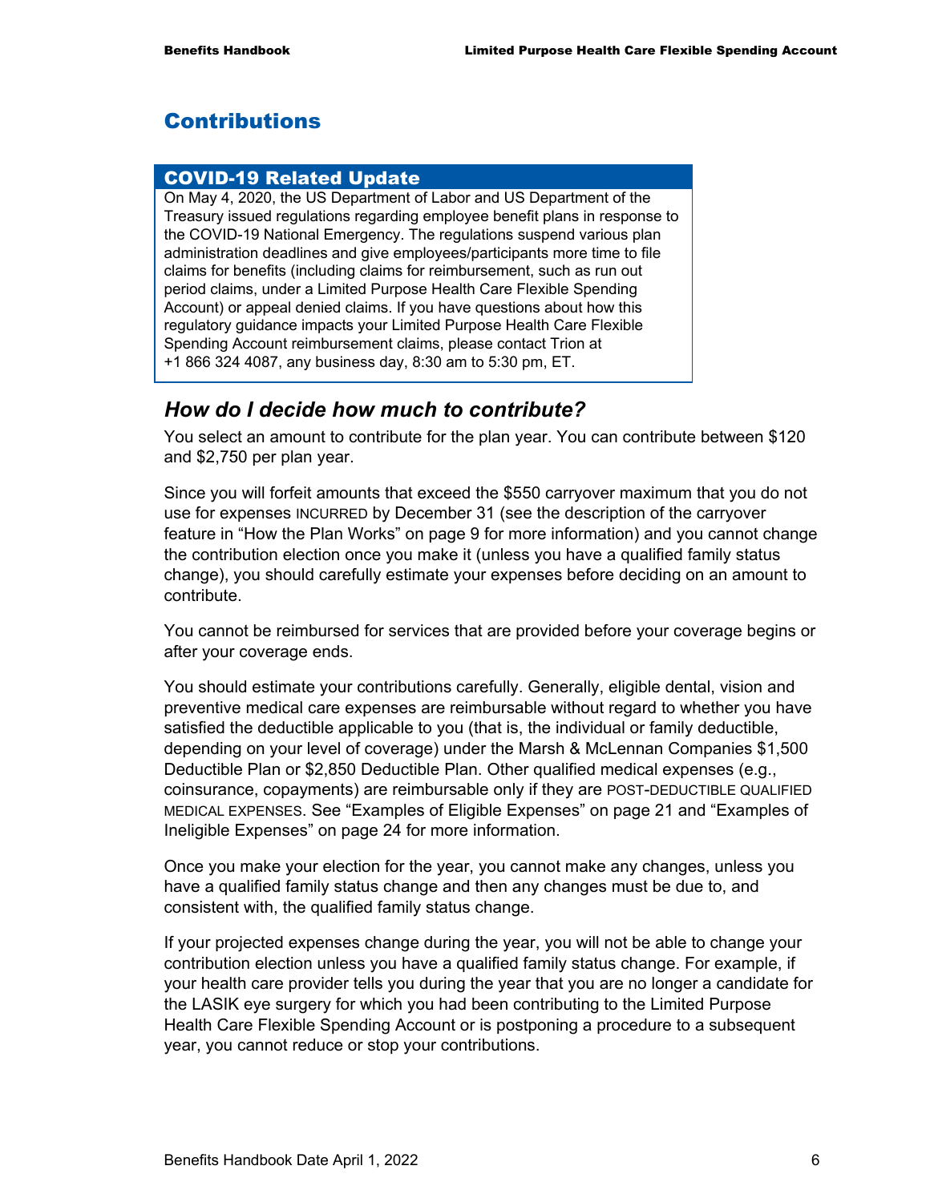## Contributions

**COVID-19 Related Update**

On May 4, 2020, the US Department of Labor and US Department of the Treasury issued regulations regarding employee benefit plans in response to the COVID-19 National Emergency. The regulations suspend various plan administration deadlines and give employees/participants more time to file claims for benefits (including claims for reimbursement, such as run out period claims, under a Limited Purpose Health Care Flexible Spending Account) or appeal denied claims. If you have questions about how this regulatory guidance impacts your Limited Purpose Health Care Flexible Spending Account reimbursement claims, please contact Trion at +1 866 324 4087, any business day, 8:30 am to 5:30 pm, ET.

### *How do I decide how much to contribute?*

You select an amount to contribute for the plan year. You can contribute between $120 and $2,750 per plan year.

Since you will forfeit amounts that exceed the $550 carryover maximum that you do not use for expenses INCURRED by December 31 (see the description of the carryover feature in "How the Plan Works" on page 9 for more information) and you cannot change the contribution election once you make it (unless you have a qualified family status change), you should carefully estimate your expenses before deciding on an amount to contribute.

You cannot be reimbursed for services that are provided before your coverage begins or after your coverage ends.

You should estimate your contributions carefully. Generally, eligible dental, vision and preventive medical care expenses are reimbursable without regard to whether you have satisfied the deductible applicable to you (that is, the individual or family deductible, depending on your level of coverage) under the Marsh & McLennan Companies $1,500 Deductible Plan or $2,850 Deductible Plan. Other qualified medical expenses (e.g., coinsurance, copayments) are reimbursable only if they are POST-DEDUCTIBLE QUALIFIED MEDICAL EXPENSES. See "Examples of Eligible Expenses" on page 21 and "Examples of Ineligible Expenses" on page 24 for more information.

Once you make your election for the year, you cannot make any changes, unless you have a qualified family status change and then any changes must be due to, and consistent with, the qualified family status change.

If your projected expenses change during the year, you will not be able to change your contribution election unless you have a qualified family status change. For example, if your health care provider tells you during the year that you are no longer a candidate for the LASIK eye surgery for which you had been contributing to the Limited Purpose Health Care Flexible Spending Account or is postponing a procedure to a subsequent year, you cannot reduce or stop your contributions.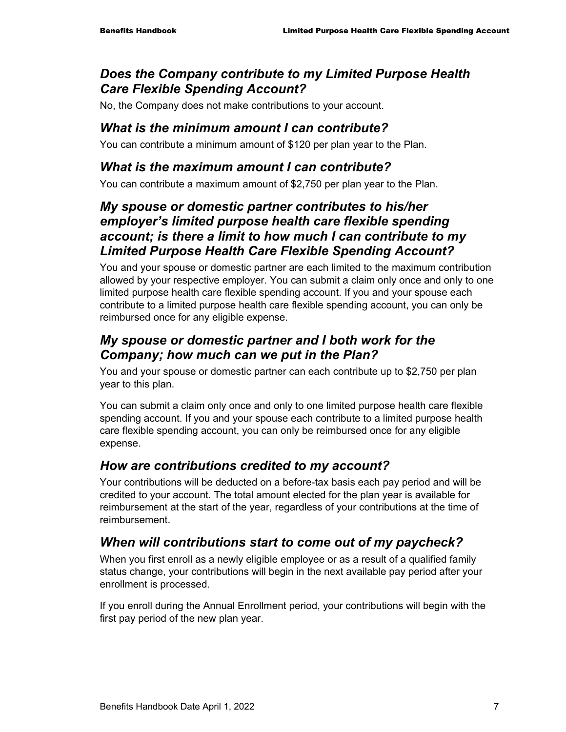## *Does the Company contribute to my Limited Purpose Health Care Flexible Spending Account?*

No, the Company does not make contributions to your account.

## *What is the minimum amount I can contribute?*

You can contribute a minimum amount of $120 per plan year to the Plan.

## *What is the maximum amount I can contribute?*

You can contribute a maximum amount of $2,750 per plan year to the Plan.

## *My spouse or domestic partner contributes to his/her employer's limited purpose health care flexible spending account; is there a limit to how much I can contribute to my Limited Purpose Health Care Flexible Spending Account?*

You and your spouse or domestic partner are each limited to the maximum contribution allowed by your respective employer. You can submit a claim only once and only to one limited purpose health care flexible spending account. If you and your spouse each contribute to a limited purpose health care flexible spending account, you can only be reimbursed once for any eligible expense.

## *My spouse or domestic partner and I both work for the Company; how much can we put in the Plan?*

You and your spouse or domestic partner can each contribute up to $2,750 per plan year to this plan.

You can submit a claim only once and only to one limited purpose health care flexible spending account. If you and your spouse each contribute to a limited purpose health care flexible spending account, you can only be reimbursed once for any eligible expense.

## *How are contributions credited to my account?*

Your contributions will be deducted on a before-tax basis each pay period and will be credited to your account. The total amount elected for the plan year is available for reimbursement at the start of the year, regardless of your contributions at the time of reimbursement.

## *When will contributions start to come out of my paycheck?*

When you first enroll as a newly eligible employee or as a result of a qualified family status change, your contributions will begin in the next available pay period after your enrollment is processed.

If you enroll during the Annual Enrollment period, your contributions will begin with the first pay period of the new plan year.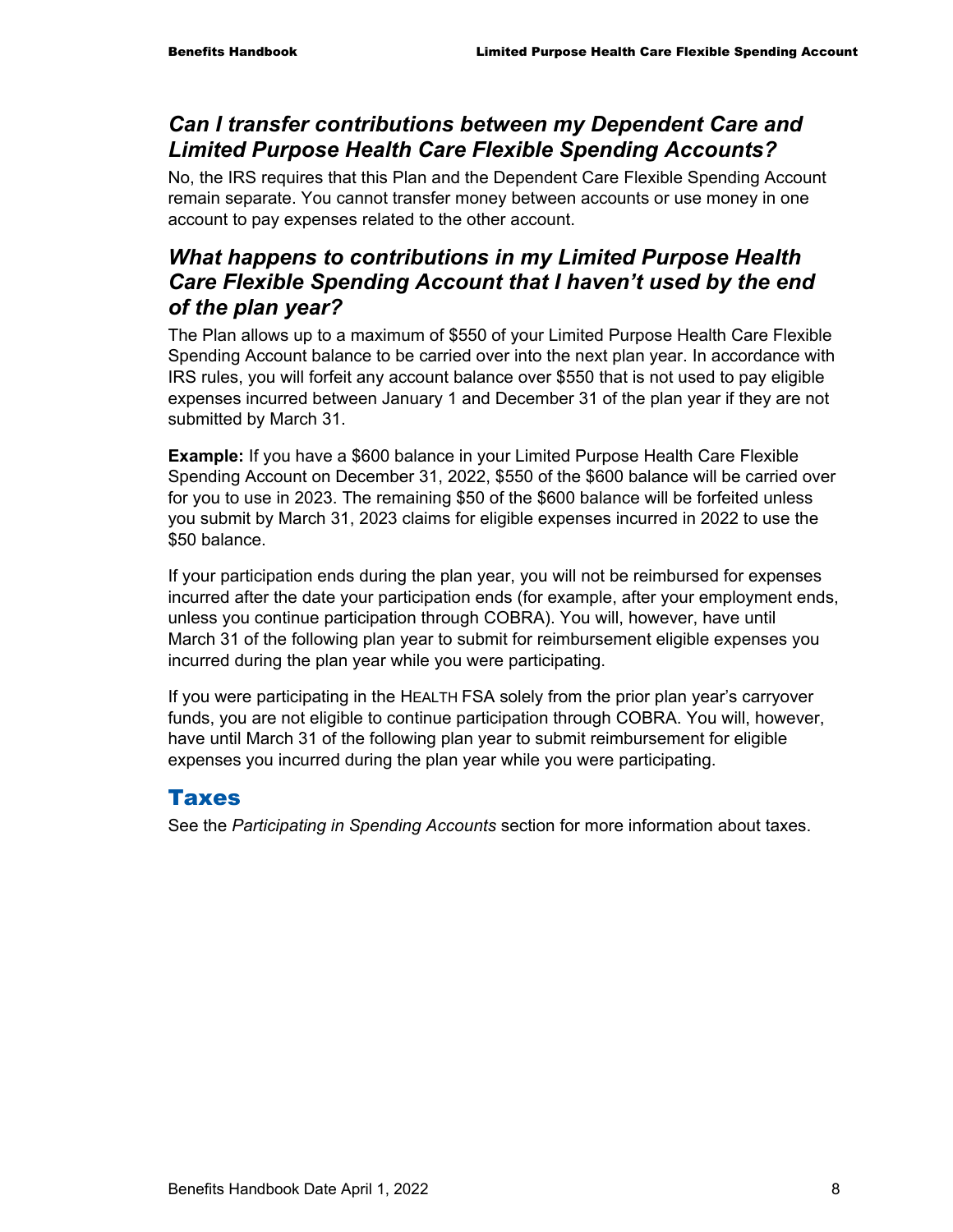### *Can I transfer contributions between my Dependent Care and Limited Purpose Health Care Flexible Spending Accounts?*

No, the IRS requires that this Plan and the Dependent Care Flexible Spending Account remain separate. You cannot transfer money between accounts or use money in one account to pay expenses related to the other account.

### *What happens to contributions in my Limited Purpose Health Care Flexible Spending Account that I haven't used by the end of the plan year?*

The Plan allows up to a maximum of $550 of your Limited Purpose Health Care Flexible Spending Account balance to be carried over into the next plan year. In accordance with IRS rules, you will forfeit any account balance over $550 that is not used to pay eligible expenses incurred between January 1 and December 31 of the plan year if they are not submitted by March 31.

**Example:** If you have a $600 balance in your Limited Purpose Health Care Flexible Spending Account on December 31, 2022, $550 of the $600 balance will be carried over for you to use in 2023. The remaining $50 of the $600 balance will be forfeited unless you submit by March 31, 2023 claims for eligible expenses incurred in 2022 to use the $50 balance.

If your participation ends during the plan year, you will not be reimbursed for expenses incurred after the date your participation ends (for example, after your employment ends, unless you continue participation through COBRA). You will, however, have until March 31 of the following plan year to submit for reimbursement eligible expenses you incurred during the plan year while you were participating.

If you were participating in the HEALTH FSA solely from the prior plan year's carryover funds, you are not eligible to continue participation through COBRA. You will, however, have until March 31 of the following plan year to submit reimbursement for eligible expenses you incurred during the plan year while you were participating.

## Taxes

See the *Participating in Spending Accounts* section for more information about taxes.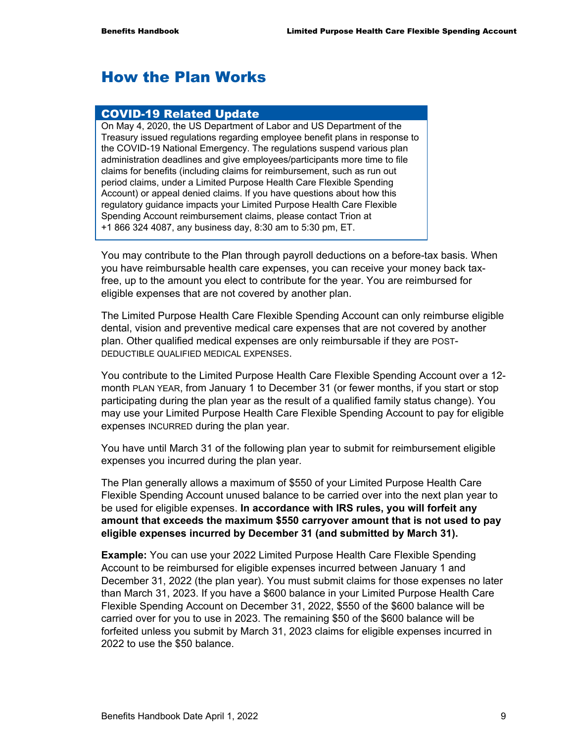# How the Plan Works

## COVID-19 Related Update

On May 4, 2020, the US Department of Labor and US Department of the Treasury issued regulations regarding employee benefit plans in response to the COVID-19 National Emergency. The regulations suspend various plan administration deadlines and give employees/participants more time to file claims for benefits (including claims for reimbursement, such as run out period claims, under a Limited Purpose Health Care Flexible Spending Account) or appeal denied claims. If you have questions about how this regulatory guidance impacts your Limited Purpose Health Care Flexible Spending Account reimbursement claims, please contact Trion at +1 866 324 4087, any business day, 8:30 am to 5:30 pm, ET.

You may contribute to the Plan through payroll deductions on a before-tax basis. When you have reimbursable health care expenses, you can receive your money back tax-free, up to the amount you elect to contribute for the year. You are reimbursed for eligible expenses that are not covered by another plan.

The Limited Purpose Health Care Flexible Spending Account can only reimburse eligible dental, vision and preventive medical care expenses that are not covered by another plan. Other qualified medical expenses are only reimbursable if they are POST-DEDUCTIBLE QUALIFIED MEDICAL EXPENSES.

You contribute to the Limited Purpose Health Care Flexible Spending Account over a 12-month PLAN YEAR, from January 1 to December 31 (or fewer months, if you start or stop participating during the plan year as the result of a qualified family status change). You may use your Limited Purpose Health Care Flexible Spending Account to pay for eligible expenses INCURRED during the plan year.

You have until March 31 of the following plan year to submit for reimbursement eligible expenses you incurred during the plan year.

The Plan generally allows a maximum of $550 of your Limited Purpose Health Care Flexible Spending Account unused balance to be carried over into the next plan year to be used for eligible expenses. **In accordance with IRS rules, you will forfeit any amount that exceeds the maximum $550 carryover amount that is not used to pay eligible expenses incurred by December 31 (and submitted by March 31).**

**Example:** You can use your 2022 Limited Purpose Health Care Flexible Spending Account to be reimbursed for eligible expenses incurred between January 1 and December 31, 2022 (the plan year). You must submit claims for those expenses no later than March 31, 2023. If you have a $600 balance in your Limited Purpose Health Care Flexible Spending Account on December 31, 2022, $550 of the $600 balance will be carried over for you to use in 2023. The remaining $50 of the $600 balance will be forfeited unless you submit by March 31, 2023 claims for eligible expenses incurred in 2022 to use the $50 balance.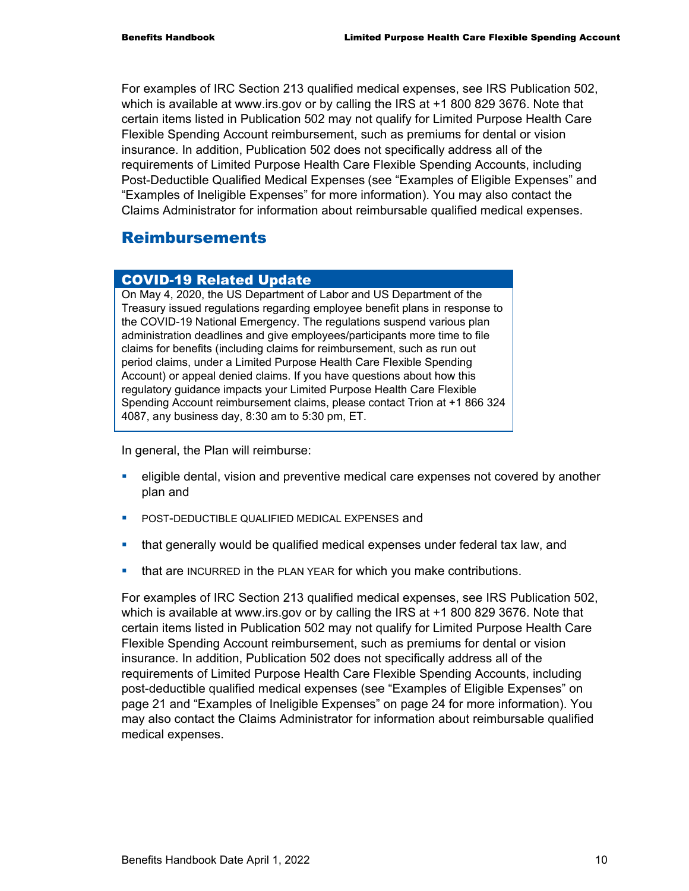For examples of IRC Section 213 qualified medical expenses, see IRS Publication 502, which is available at www.irs.gov or by calling the IRS at +1 800 829 3676. Note that certain items listed in Publication 502 may not qualify for Limited Purpose Health Care Flexible Spending Account reimbursement, such as premiums for dental or vision insurance. In addition, Publication 502 does not specifically address all of the requirements of Limited Purpose Health Care Flexible Spending Accounts, including Post-Deductible Qualified Medical Expenses (see "Examples of Eligible Expenses" and "Examples of Ineligible Expenses" for more information). You may also contact the Claims Administrator for information about reimbursable qualified medical expenses.

## Reimbursements

### COVID-19 Related Update

On May 4, 2020, the US Department of Labor and US Department of the Treasury issued regulations regarding employee benefit plans in response to the COVID-19 National Emergency. The regulations suspend various plan administration deadlines and give employees/participants more time to file claims for benefits (including claims for reimbursement, such as run out period claims, under a Limited Purpose Health Care Flexible Spending Account) or appeal denied claims. If you have questions about how this regulatory guidance impacts your Limited Purpose Health Care Flexible Spending Account reimbursement claims, please contact Trion at +1 866 324 4087, any business day, 8:30 am to 5:30 pm, ET.

In general, the Plan will reimburse:

- eligible dental, vision and preventive medical care expenses not covered by another plan and
- POST-DEDUCTIBLE QUALIFIED MEDICAL EXPENSES and
- that generally would be qualified medical expenses under federal tax law, and
- that are INCURRED in the PLAN YEAR for which you make contributions.

For examples of IRC Section 213 qualified medical expenses, see IRS Publication 502, which is available at www.irs.gov or by calling the IRS at +1 800 829 3676. Note that certain items listed in Publication 502 may not qualify for Limited Purpose Health Care Flexible Spending Account reimbursement, such as premiums for dental or vision insurance. In addition, Publication 502 does not specifically address all of the requirements of Limited Purpose Health Care Flexible Spending Accounts, including post-deductible qualified medical expenses (see "Examples of Eligible Expenses" on page 21 and "Examples of Ineligible Expenses" on page 24 for more information). You may also contact the Claims Administrator for information about reimbursable qualified medical expenses.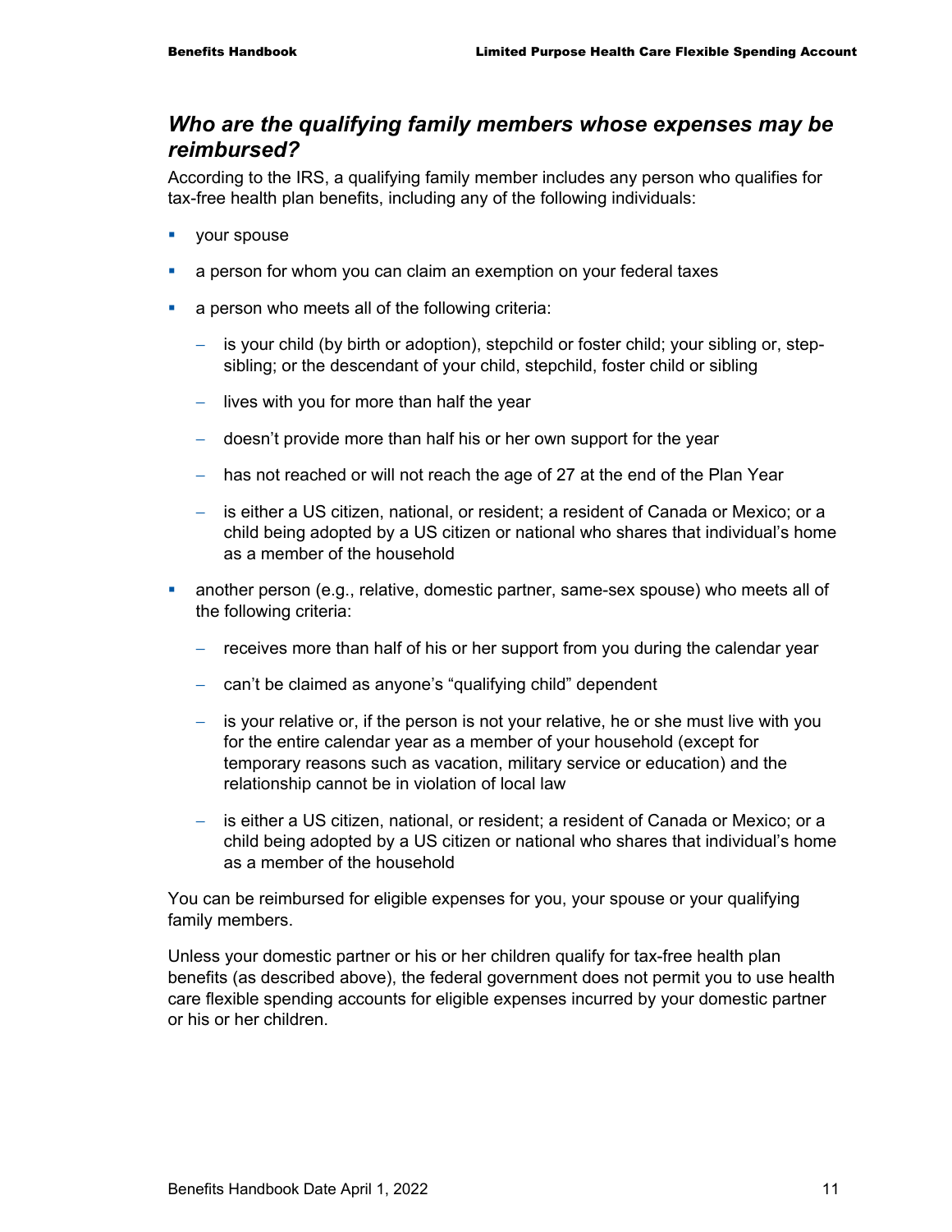## *Who are the qualifying family members whose expenses may be reimbursed?*

According to the IRS, a qualifying family member includes any person who qualifies for tax-free health plan benefits, including any of the following individuals:

- your spouse
- a person for whom you can claim an exemption on your federal taxes
- a person who meets all of the following criteria:
  - is your child (by birth or adoption), stepchild or foster child; your sibling or, step-sibling; or the descendant of your child, stepchild, foster child or sibling
  - lives with you for more than half the year
  - doesn't provide more than half his or her own support for the year
  - has not reached or will not reach the age of 27 at the end of the Plan Year
  - is either a US citizen, national, or resident; a resident of Canada or Mexico; or a child being adopted by a US citizen or national who shares that individual's home as a member of the household
- another person (e.g., relative, domestic partner, same-sex spouse) who meets all of the following criteria:
  - receives more than half of his or her support from you during the calendar year
  - can't be claimed as anyone's "qualifying child" dependent
  - is your relative or, if the person is not your relative, he or she must live with you for the entire calendar year as a member of your household (except for temporary reasons such as vacation, military service or education) and the relationship cannot be in violation of local law
  - is either a US citizen, national, or resident; a resident of Canada or Mexico; or a child being adopted by a US citizen or national who shares that individual's home as a member of the household

You can be reimbursed for eligible expenses for you, your spouse or your qualifying family members.

Unless your domestic partner or his or her children qualify for tax-free health plan benefits (as described above), the federal government does not permit you to use health care flexible spending accounts for eligible expenses incurred by your domestic partner or his or her children.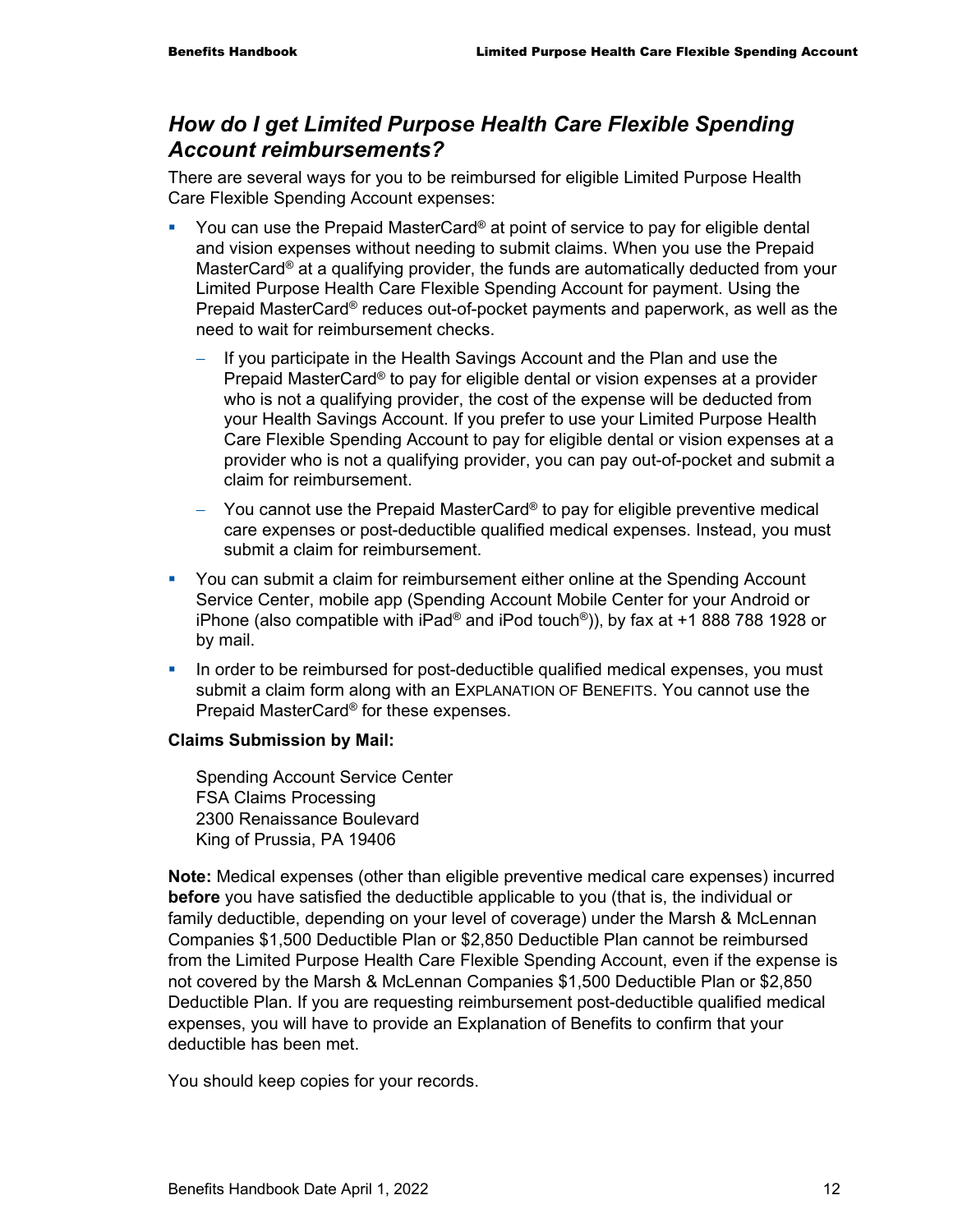## *How do I get Limited Purpose Health Care Flexible Spending Account reimbursements?*

There are several ways for you to be reimbursed for eligible Limited Purpose Health Care Flexible Spending Account expenses:

- You can use the Prepaid MasterCard® at point of service to pay for eligible dental and vision expenses without needing to submit claims. When you use the Prepaid MasterCard® at a qualifying provider, the funds are automatically deducted from your Limited Purpose Health Care Flexible Spending Account for payment. Using the Prepaid MasterCard® reduces out-of-pocket payments and paperwork, as well as the need to wait for reimbursement checks.
  - If you participate in the Health Savings Account and the Plan and use the Prepaid MasterCard® to pay for eligible dental or vision expenses at a provider who is not a qualifying provider, the cost of the expense will be deducted from your Health Savings Account. If you prefer to use your Limited Purpose Health Care Flexible Spending Account to pay for eligible dental or vision expenses at a provider who is not a qualifying provider, you can pay out-of-pocket and submit a claim for reimbursement.
  - You cannot use the Prepaid MasterCard® to pay for eligible preventive medical care expenses or post-deductible qualified medical expenses. Instead, you must submit a claim for reimbursement.
- You can submit a claim for reimbursement either online at the Spending Account Service Center, mobile app (Spending Account Mobile Center for your Android or iPhone (also compatible with iPad® and iPod touch®)), by fax at +1 888 788 1928 or by mail.
- In order to be reimbursed for post-deductible qualified medical expenses, you must submit a claim form along with an EXPLANATION OF BENEFITS. You cannot use the Prepaid MasterCard® for these expenses.

**Claims Submission by Mail:**

Spending Account Service Center
FSA Claims Processing
2300 Renaissance Boulevard
King of Prussia, PA 19406

**Note:** Medical expenses (other than eligible preventive medical care expenses) incurred **before** you have satisfied the deductible applicable to you (that is, the individual or family deductible, depending on your level of coverage) under the Marsh & McLennan Companies $1,500 Deductible Plan or $2,850 Deductible Plan cannot be reimbursed from the Limited Purpose Health Care Flexible Spending Account, even if the expense is not covered by the Marsh & McLennan Companies $1,500 Deductible Plan or $2,850 Deductible Plan. If you are requesting reimbursement post-deductible qualified medical expenses, you will have to provide an Explanation of Benefits to confirm that your deductible has been met.

You should keep copies for your records.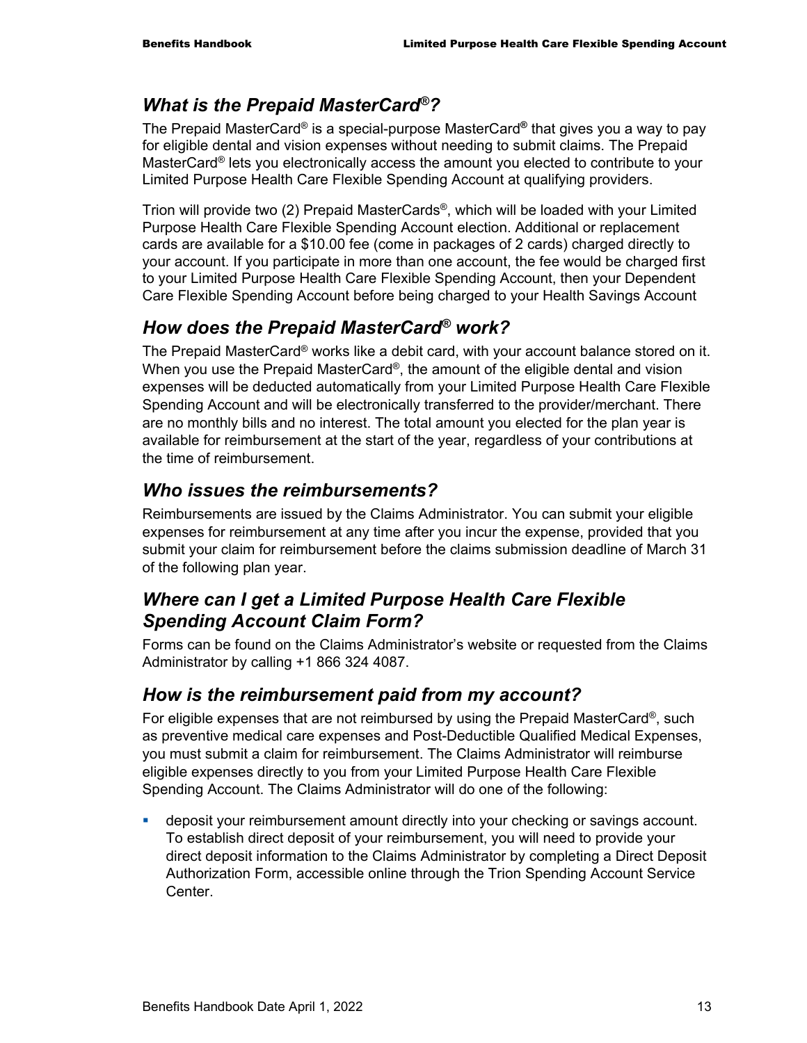## *What is the Prepaid MasterCard®?*

The Prepaid MasterCard® is a special-purpose MasterCard® that gives you a way to pay for eligible dental and vision expenses without needing to submit claims. The Prepaid MasterCard® lets you electronically access the amount you elected to contribute to your Limited Purpose Health Care Flexible Spending Account at qualifying providers.

Trion will provide two (2) Prepaid MasterCards®, which will be loaded with your Limited Purpose Health Care Flexible Spending Account election. Additional or replacement cards are available for a $10.00 fee (come in packages of 2 cards) charged directly to your account. If you participate in more than one account, the fee would be charged first to your Limited Purpose Health Care Flexible Spending Account, then your Dependent Care Flexible Spending Account before being charged to your Health Savings Account

## *How does the Prepaid MasterCard® work?*

The Prepaid MasterCard® works like a debit card, with your account balance stored on it. When you use the Prepaid MasterCard®, the amount of the eligible dental and vision expenses will be deducted automatically from your Limited Purpose Health Care Flexible Spending Account and will be electronically transferred to the provider/merchant. There are no monthly bills and no interest. The total amount you elected for the plan year is available for reimbursement at the start of the year, regardless of your contributions at the time of reimbursement.

## *Who issues the reimbursements?*

Reimbursements are issued by the Claims Administrator. You can submit your eligible expenses for reimbursement at any time after you incur the expense, provided that you submit your claim for reimbursement before the claims submission deadline of March 31 of the following plan year.

## *Where can I get a Limited Purpose Health Care Flexible Spending Account Claim Form?*

Forms can be found on the Claims Administrator's website or requested from the Claims Administrator by calling +1 866 324 4087.

## *How is the reimbursement paid from my account?*

For eligible expenses that are not reimbursed by using the Prepaid MasterCard®, such as preventive medical care expenses and Post-Deductible Qualified Medical Expenses, you must submit a claim for reimbursement. The Claims Administrator will reimburse eligible expenses directly to you from your Limited Purpose Health Care Flexible Spending Account. The Claims Administrator will do one of the following:

- deposit your reimbursement amount directly into your checking or savings account. To establish direct deposit of your reimbursement, you will need to provide your direct deposit information to the Claims Administrator by completing a Direct Deposit Authorization Form, accessible online through the Trion Spending Account Service Center.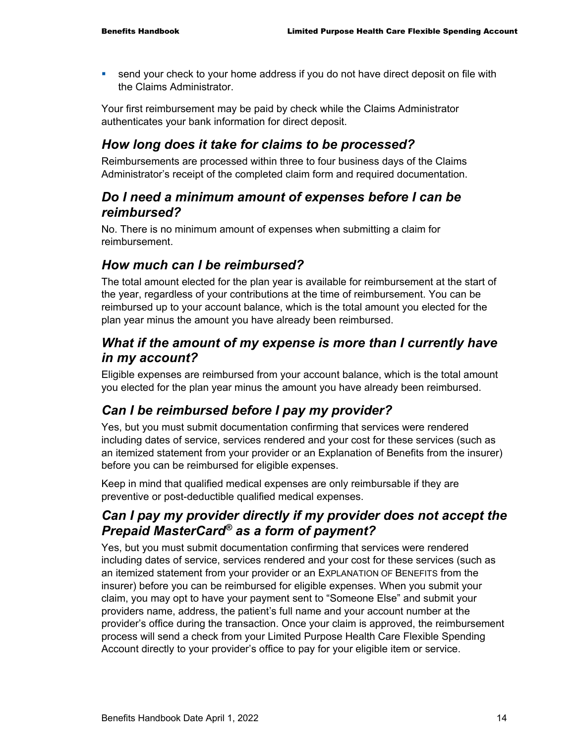- send your check to your home address if you do not have direct deposit on file with the Claims Administrator.

Your first reimbursement may be paid by check while the Claims Administrator authenticates your bank information for direct deposit.

## *How long does it take for claims to be processed?*

Reimbursements are processed within three to four business days of the Claims Administrator's receipt of the completed claim form and required documentation.

## *Do I need a minimum amount of expenses before I can be reimbursed?*

No. There is no minimum amount of expenses when submitting a claim for reimbursement.

## *How much can I be reimbursed?*

The total amount elected for the plan year is available for reimbursement at the start of the year, regardless of your contributions at the time of reimbursement. You can be reimbursed up to your account balance, which is the total amount you elected for the plan year minus the amount you have already been reimbursed.

## *What if the amount of my expense is more than I currently have in my account?*

Eligible expenses are reimbursed from your account balance, which is the total amount you elected for the plan year minus the amount you have already been reimbursed.

## *Can I be reimbursed before I pay my provider?*

Yes, but you must submit documentation confirming that services were rendered including dates of service, services rendered and your cost for these services (such as an itemized statement from your provider or an Explanation of Benefits from the insurer) before you can be reimbursed for eligible expenses.

Keep in mind that qualified medical expenses are only reimbursable if they are preventive or post-deductible qualified medical expenses.

## *Can I pay my provider directly if my provider does not accept the Prepaid MasterCard® as a form of payment?*

Yes, but you must submit documentation confirming that services were rendered including dates of service, services rendered and your cost for these services (such as an itemized statement from your provider or an EXPLANATION OF BENEFITS from the insurer) before you can be reimbursed for eligible expenses. When you submit your claim, you may opt to have your payment sent to "Someone Else" and submit your providers name, address, the patient's full name and your account number at the provider's office during the transaction. Once your claim is approved, the reimbursement process will send a check from your Limited Purpose Health Care Flexible Spending Account directly to your provider's office to pay for your eligible item or service.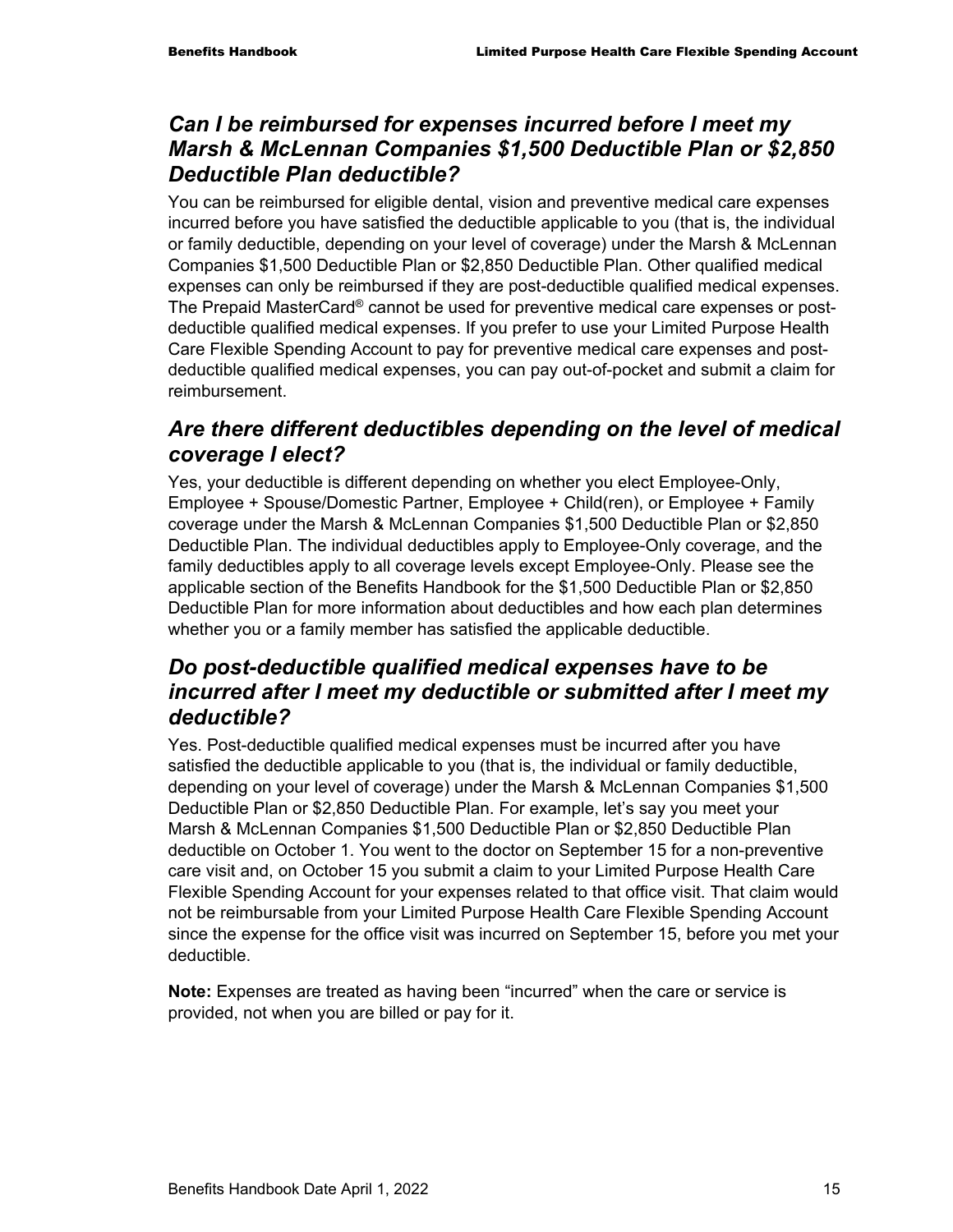### *Can I be reimbursed for expenses incurred before I meet my Marsh & McLennan Companies $1,500 Deductible Plan or $2,850 Deductible Plan deductible?*

You can be reimbursed for eligible dental, vision and preventive medical care expenses incurred before you have satisfied the deductible applicable to you (that is, the individual or family deductible, depending on your level of coverage) under the Marsh & McLennan Companies $1,500 Deductible Plan or $2,850 Deductible Plan. Other qualified medical expenses can only be reimbursed if they are post-deductible qualified medical expenses. The Prepaid MasterCard® cannot be used for preventive medical care expenses or post-deductible qualified medical expenses. If you prefer to use your Limited Purpose Health Care Flexible Spending Account to pay for preventive medical care expenses and post-deductible qualified medical expenses, you can pay out-of-pocket and submit a claim for reimbursement.

### *Are there different deductibles depending on the level of medical coverage I elect?*

Yes, your deductible is different depending on whether you elect Employee-Only, Employee + Spouse/Domestic Partner, Employee + Child(ren), or Employee + Family coverage under the Marsh & McLennan Companies $1,500 Deductible Plan or $2,850 Deductible Plan. The individual deductibles apply to Employee-Only coverage, and the family deductibles apply to all coverage levels except Employee-Only. Please see the applicable section of the Benefits Handbook for the $1,500 Deductible Plan or $2,850 Deductible Plan for more information about deductibles and how each plan determines whether you or a family member has satisfied the applicable deductible.

### *Do post-deductible qualified medical expenses have to be incurred after I meet my deductible or submitted after I meet my deductible?*

Yes. Post-deductible qualified medical expenses must be incurred after you have satisfied the deductible applicable to you (that is, the individual or family deductible, depending on your level of coverage) under the Marsh & McLennan Companies $1,500 Deductible Plan or $2,850 Deductible Plan. For example, let's say you meet your Marsh & McLennan Companies $1,500 Deductible Plan or $2,850 Deductible Plan deductible on October 1. You went to the doctor on September 15 for a non-preventive care visit and, on October 15 you submit a claim to your Limited Purpose Health Care Flexible Spending Account for your expenses related to that office visit. That claim would not be reimbursable from your Limited Purpose Health Care Flexible Spending Account since the expense for the office visit was incurred on September 15, before you met your deductible.

**Note:** Expenses are treated as having been "incurred" when the care or service is provided, not when you are billed or pay for it.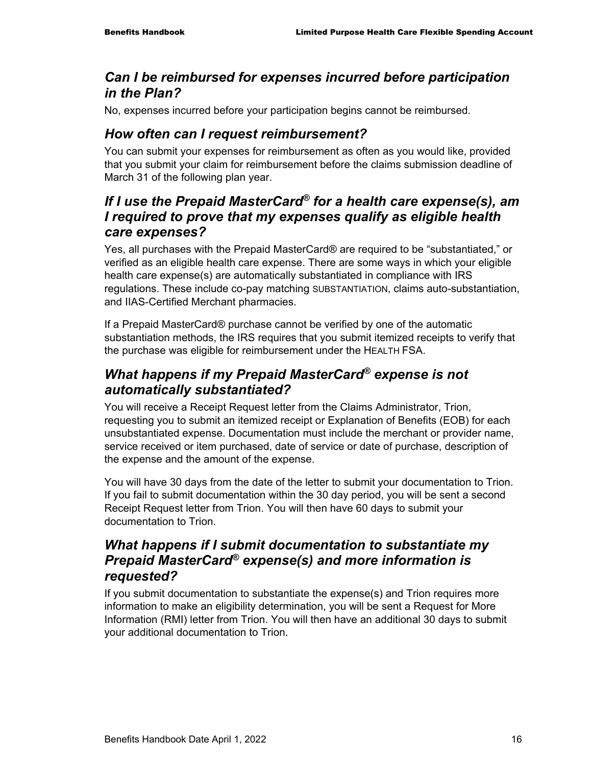### *Can I be reimbursed for expenses incurred before participation in the Plan?*

No, expenses incurred before your participation begins cannot be reimbursed.

### *How often can I request reimbursement?*

You can submit your expenses for reimbursement as often as you would like, provided that you submit your claim for reimbursement before the claims submission deadline of March 31 of the following plan year.

### *If I use the Prepaid MasterCard® for a health care expense(s), am I required to prove that my expenses qualify as eligible health care expenses?*

Yes, all purchases with the Prepaid MasterCard® are required to be "substantiated," or verified as an eligible health care expense. There are some ways in which your eligible health care expense(s) are automatically substantiated in compliance with IRS regulations. These include co-pay matching SUBSTANTIATION, claims auto-substantiation, and IIAS-Certified Merchant pharmacies.

If a Prepaid MasterCard® purchase cannot be verified by one of the automatic substantiation methods, the IRS requires that you submit itemized receipts to verify that the purchase was eligible for reimbursement under the HEALTH FSA.

### *What happens if my Prepaid MasterCard® expense is not automatically substantiated?*

You will receive a Receipt Request letter from the Claims Administrator, Trion, requesting you to submit an itemized receipt or Explanation of Benefits (EOB) for each unsubstantiated expense. Documentation must include the merchant or provider name, service received or item purchased, date of service or date of purchase, description of the expense and the amount of the expense.

You will have 30 days from the date of the letter to submit your documentation to Trion. If you fail to submit documentation within the 30 day period, you will be sent a second Receipt Request letter from Trion. You will then have 60 days to submit your documentation to Trion.

### *What happens if I submit documentation to substantiate my Prepaid MasterCard® expense(s) and more information is requested?*

If you submit documentation to substantiate the expense(s) and Trion requires more information to make an eligibility determination, you will be sent a Request for More Information (RMI) letter from Trion. You will then have an additional 30 days to submit your additional documentation to Trion.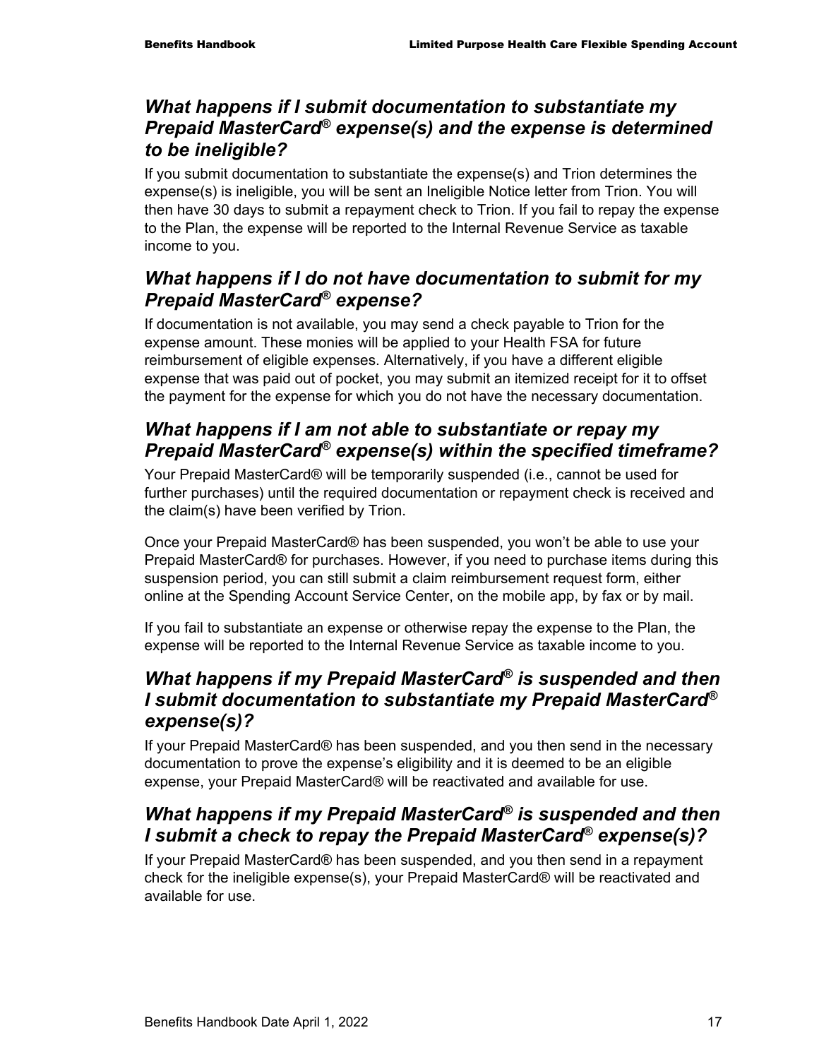### *What happens if I submit documentation to substantiate my Prepaid MasterCard® expense(s) and the expense is determined to be ineligible?*

If you submit documentation to substantiate the expense(s) and Trion determines the expense(s) is ineligible, you will be sent an Ineligible Notice letter from Trion. You will then have 30 days to submit a repayment check to Trion. If you fail to repay the expense to the Plan, the expense will be reported to the Internal Revenue Service as taxable income to you.

### *What happens if I do not have documentation to submit for my Prepaid MasterCard® expense?*

If documentation is not available, you may send a check payable to Trion for the expense amount. These monies will be applied to your Health FSA for future reimbursement of eligible expenses. Alternatively, if you have a different eligible expense that was paid out of pocket, you may submit an itemized receipt for it to offset the payment for the expense for which you do not have the necessary documentation.

### *What happens if I am not able to substantiate or repay my Prepaid MasterCard® expense(s) within the specified timeframe?*

Your Prepaid MasterCard® will be temporarily suspended (i.e., cannot be used for further purchases) until the required documentation or repayment check is received and the claim(s) have been verified by Trion.

Once your Prepaid MasterCard® has been suspended, you won't be able to use your Prepaid MasterCard® for purchases. However, if you need to purchase items during this suspension period, you can still submit a claim reimbursement request form, either online at the Spending Account Service Center, on the mobile app, by fax or by mail.

If you fail to substantiate an expense or otherwise repay the expense to the Plan, the expense will be reported to the Internal Revenue Service as taxable income to you.

### *What happens if my Prepaid MasterCard® is suspended and then I submit documentation to substantiate my Prepaid MasterCard® expense(s)?*

If your Prepaid MasterCard® has been suspended, and you then send in the necessary documentation to prove the expense's eligibility and it is deemed to be an eligible expense, your Prepaid MasterCard® will be reactivated and available for use.

### *What happens if my Prepaid MasterCard® is suspended and then I submit a check to repay the Prepaid MasterCard® expense(s)?*

If your Prepaid MasterCard® has been suspended, and you then send in a repayment check for the ineligible expense(s), your Prepaid MasterCard® will be reactivated and available for use.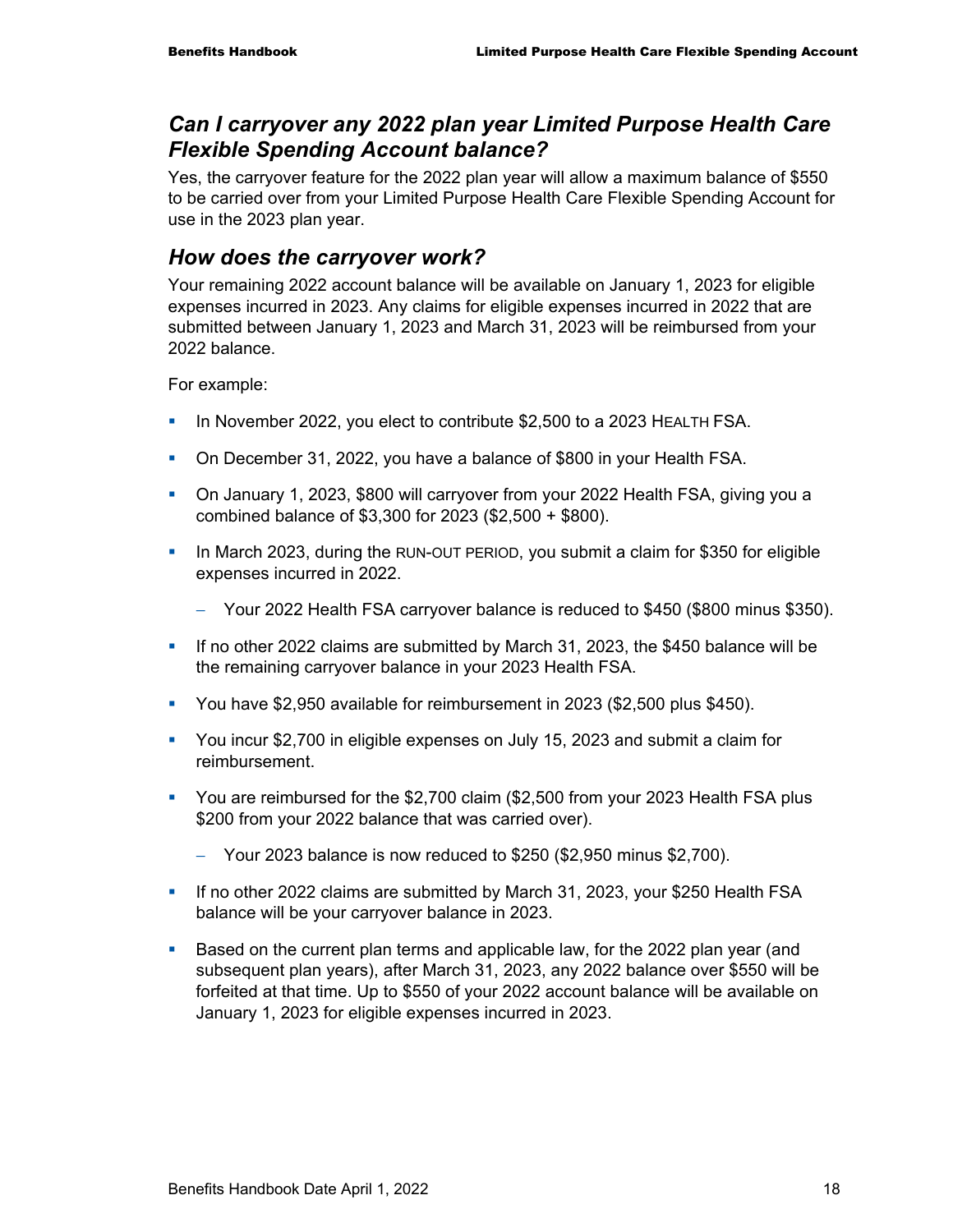## *Can I carryover any 2022 plan year Limited Purpose Health Care Flexible Spending Account balance?*

Yes, the carryover feature for the 2022 plan year will allow a maximum balance of $550 to be carried over from your Limited Purpose Health Care Flexible Spending Account for use in the 2023 plan year.

## *How does the carryover work?*

Your remaining 2022 account balance will be available on January 1, 2023 for eligible expenses incurred in 2023. Any claims for eligible expenses incurred in 2022 that are submitted between January 1, 2023 and March 31, 2023 will be reimbursed from your 2022 balance.

For example:

- In November 2022, you elect to contribute $2,500 to a 2023 HEALTH FSA.
- On December 31, 2022, you have a balance of $800 in your Health FSA.
- On January 1, 2023, $800 will carryover from your 2022 Health FSA, giving you a combined balance of $3,300 for 2023 ($2,500 + $800).
- In March 2023, during the RUN-OUT PERIOD, you submit a claim for $350 for eligible expenses incurred in 2022.
  - Your 2022 Health FSA carryover balance is reduced to $450 ($800 minus $350).
- If no other 2022 claims are submitted by March 31, 2023, the $450 balance will be the remaining carryover balance in your 2023 Health FSA.
- You have $2,950 available for reimbursement in 2023 ($2,500 plus $450).
- You incur $2,700 in eligible expenses on July 15, 2023 and submit a claim for reimbursement.
- You are reimbursed for the $2,700 claim ($2,500 from your 2023 Health FSA plus $200 from your 2022 balance that was carried over).
  - Your 2023 balance is now reduced to $250 ($2,950 minus $2,700).
- If no other 2022 claims are submitted by March 31, 2023, your $250 Health FSA balance will be your carryover balance in 2023.
- Based on the current plan terms and applicable law, for the 2022 plan year (and subsequent plan years), after March 31, 2023, any 2022 balance over $550 will be forfeited at that time. Up to $550 of your 2022 account balance will be available on January 1, 2023 for eligible expenses incurred in 2023.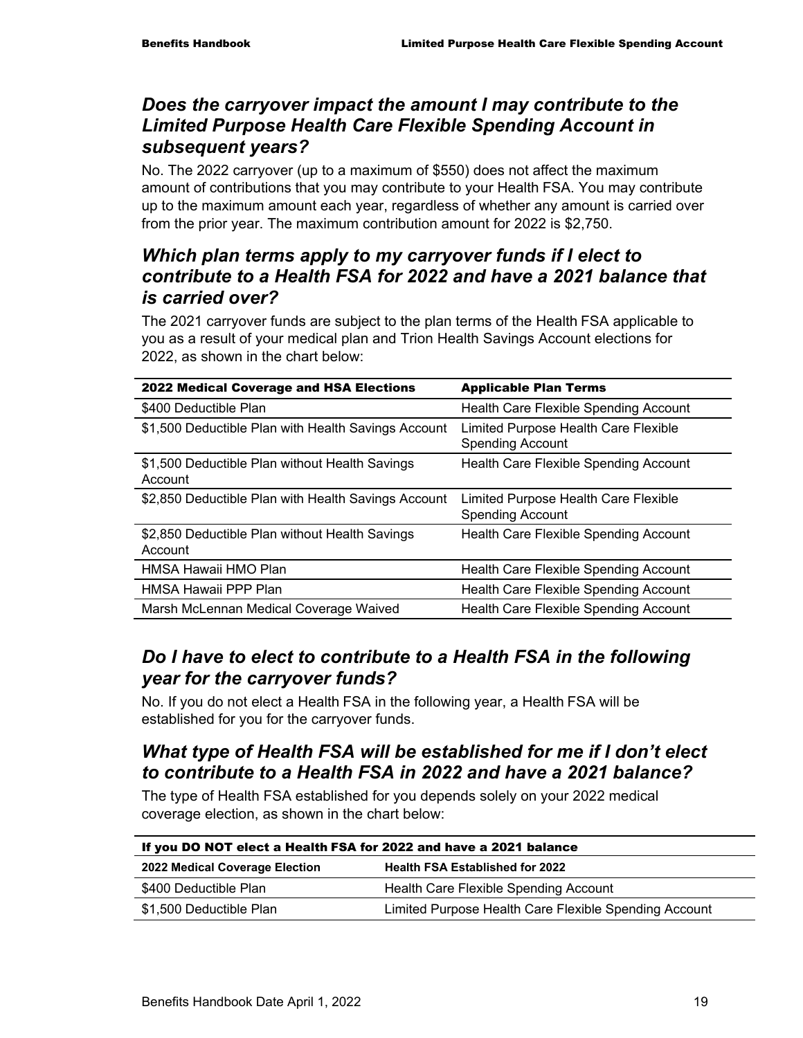### *Does the carryover impact the amount I may contribute to the Limited Purpose Health Care Flexible Spending Account in subsequent years?*

No. The 2022 carryover (up to a maximum of $550) does not affect the maximum amount of contributions that you may contribute to your Health FSA. You may contribute up to the maximum amount each year, regardless of whether any amount is carried over from the prior year. The maximum contribution amount for 2022 is $2,750.

### *Which plan terms apply to my carryover funds if I elect to contribute to a Health FSA for 2022 and have a 2021 balance that is carried over?*

The 2021 carryover funds are subject to the plan terms of the Health FSA applicable to you as a result of your medical plan and Trion Health Savings Account elections for 2022, as shown in the chart below:

| 2022 Medical Coverage and HSA Elections | Applicable Plan Terms |
|---|---|
| $400 Deductible Plan | Health Care Flexible Spending Account |
| $1,500 Deductible Plan with Health Savings Account | Limited Purpose Health Care Flexible Spending Account |
| $1,500 Deductible Plan without Health Savings Account | Health Care Flexible Spending Account |
| $2,850 Deductible Plan with Health Savings Account | Limited Purpose Health Care Flexible Spending Account |
| $2,850 Deductible Plan without Health Savings Account | Health Care Flexible Spending Account |
| HMSA Hawaii HMO Plan | Health Care Flexible Spending Account |
| HMSA Hawaii PPP Plan | Health Care Flexible Spending Account |
| Marsh McLennan Medical Coverage Waived | Health Care Flexible Spending Account |

### *Do I have to elect to contribute to a Health FSA in the following year for the carryover funds?*

No. If you do not elect a Health FSA in the following year, a Health FSA will be established for you for the carryover funds.

### *What type of Health FSA will be established for me if I don't elect to contribute to a Health FSA in 2022 and have a 2021 balance?*

The type of Health FSA established for you depends solely on your 2022 medical coverage election, as shown in the chart below:

| If you DO NOT elect a Health FSA for 2022 and have a 2021 balance | |
|---|---|
| **2022 Medical Coverage Election** | **Health FSA Established for 2022** |
| $400 Deductible Plan | Health Care Flexible Spending Account |
| $1,500 Deductible Plan | Limited Purpose Health Care Flexible Spending Account |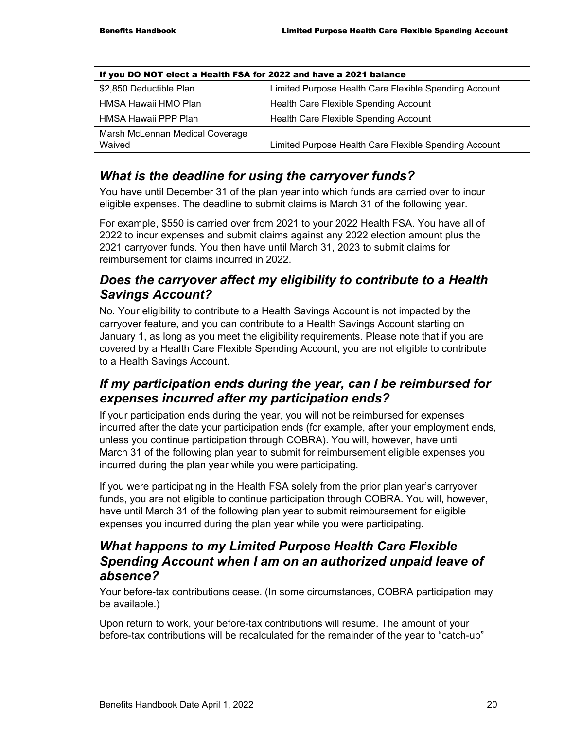| If you DO NOT elect a Health FSA for 2022 and have a 2021 balance | |
|---|---|
| \$2,850 Deductible Plan | Limited Purpose Health Care Flexible Spending Account |
| HMSA Hawaii HMO Plan | Health Care Flexible Spending Account |
| HMSA Hawaii PPP Plan | Health Care Flexible Spending Account |
| Marsh McLennan Medical Coverage Waived | Limited Purpose Health Care Flexible Spending Account |

## *What is the deadline for using the carryover funds?*

You have until December 31 of the plan year into which funds are carried over to incur eligible expenses. The deadline to submit claims is March 31 of the following year.

For example, \$550 is carried over from 2021 to your 2022 Health FSA. You have all of 2022 to incur expenses and submit claims against any 2022 election amount plus the 2021 carryover funds. You then have until March 31, 2023 to submit claims for reimbursement for claims incurred in 2022.

## *Does the carryover affect my eligibility to contribute to a Health Savings Account?*

No. Your eligibility to contribute to a Health Savings Account is not impacted by the carryover feature, and you can contribute to a Health Savings Account starting on January 1, as long as you meet the eligibility requirements. Please note that if you are covered by a Health Care Flexible Spending Account, you are not eligible to contribute to a Health Savings Account.

## *If my participation ends during the year, can I be reimbursed for expenses incurred after my participation ends?*

If your participation ends during the year, you will not be reimbursed for expenses incurred after the date your participation ends (for example, after your employment ends, unless you continue participation through COBRA). You will, however, have until March 31 of the following plan year to submit for reimbursement eligible expenses you incurred during the plan year while you were participating.

If you were participating in the Health FSA solely from the prior plan year's carryover funds, you are not eligible to continue participation through COBRA. You will, however, have until March 31 of the following plan year to submit reimbursement for eligible expenses you incurred during the plan year while you were participating.

## *What happens to my Limited Purpose Health Care Flexible Spending Account when I am on an authorized unpaid leave of absence?*

Your before-tax contributions cease. (In some circumstances, COBRA participation may be available.)

Upon return to work, your before-tax contributions will resume. The amount of your before-tax contributions will be recalculated for the remainder of the year to "catch-up"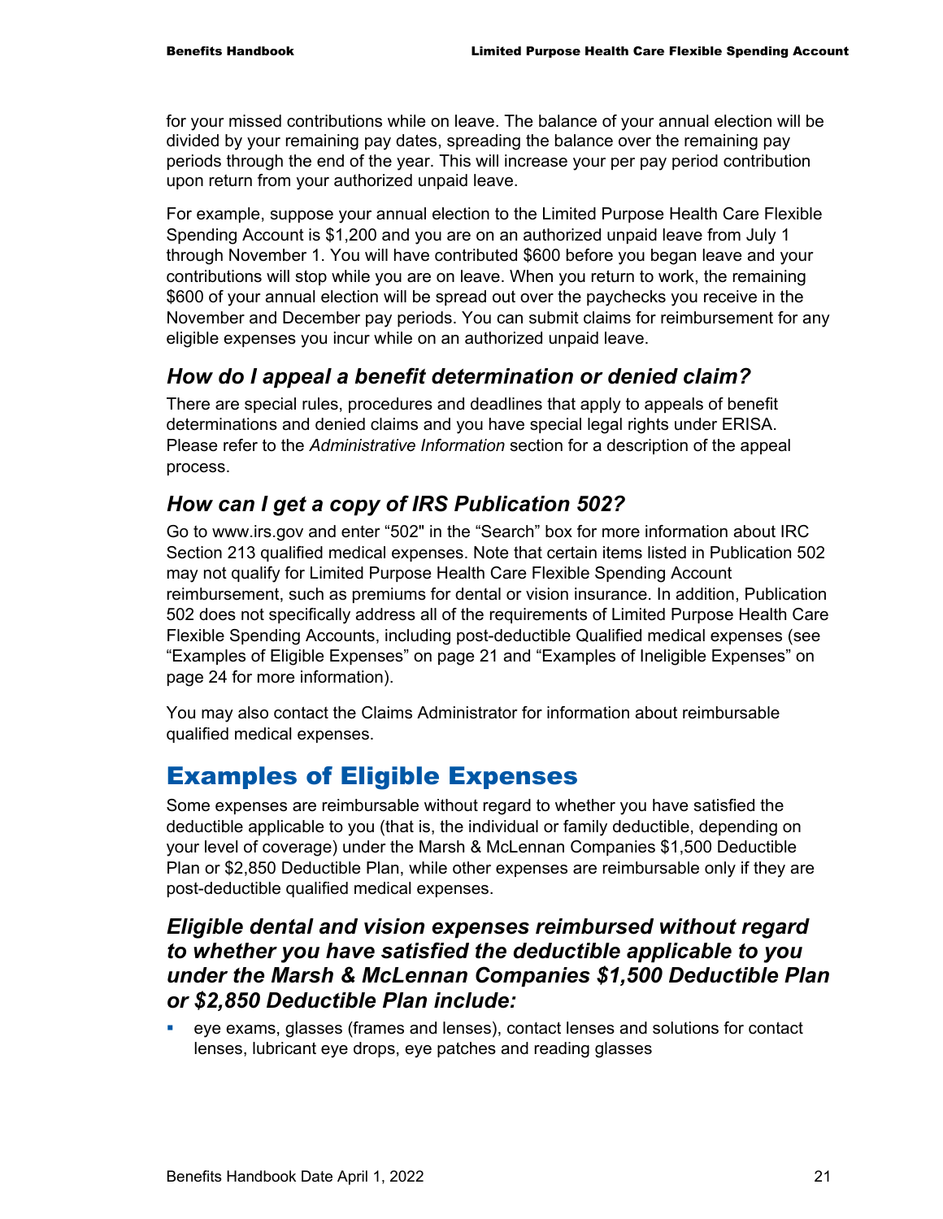for your missed contributions while on leave. The balance of your annual election will be divided by your remaining pay dates, spreading the balance over the remaining pay periods through the end of the year. This will increase your per pay period contribution upon return from your authorized unpaid leave.

For example, suppose your annual election to the Limited Purpose Health Care Flexible Spending Account is $1,200 and you are on an authorized unpaid leave from July 1 through November 1. You will have contributed $600 before you began leave and your contributions will stop while you are on leave. When you return to work, the remaining $600 of your annual election will be spread out over the paychecks you receive in the November and December pay periods. You can submit claims for reimbursement for any eligible expenses you incur while on an authorized unpaid leave.

### *How do I appeal a benefit determination or denied claim?*

There are special rules, procedures and deadlines that apply to appeals of benefit determinations and denied claims and you have special legal rights under ERISA. Please refer to the *Administrative Information* section for a description of the appeal process.

### *How can I get a copy of IRS Publication 502?*

Go to www.irs.gov and enter "502" in the "Search" box for more information about IRC Section 213 qualified medical expenses. Note that certain items listed in Publication 502 may not qualify for Limited Purpose Health Care Flexible Spending Account reimbursement, such as premiums for dental or vision insurance. In addition, Publication 502 does not specifically address all of the requirements of Limited Purpose Health Care Flexible Spending Accounts, including post-deductible Qualified medical expenses (see "Examples of Eligible Expenses" on page 21 and "Examples of Ineligible Expenses" on page 24 for more information).

You may also contact the Claims Administrator for information about reimbursable qualified medical expenses.

## Examples of Eligible Expenses

Some expenses are reimbursable without regard to whether you have satisfied the deductible applicable to you (that is, the individual or family deductible, depending on your level of coverage) under the Marsh & McLennan Companies $1,500 Deductible Plan or $2,850 Deductible Plan, while other expenses are reimbursable only if they are post-deductible qualified medical expenses.

### *Eligible dental and vision expenses reimbursed without regard to whether you have satisfied the deductible applicable to you under the Marsh & McLennan Companies $1,500 Deductible Plan or $2,850 Deductible Plan include:*

- eye exams, glasses (frames and lenses), contact lenses and solutions for contact lenses, lubricant eye drops, eye patches and reading glasses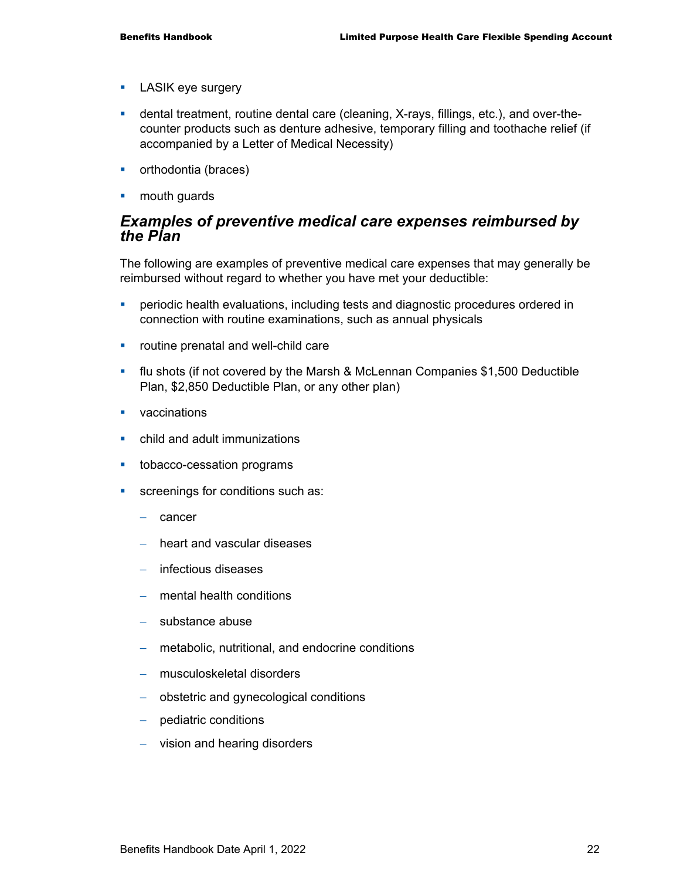- LASIK eye surgery
- dental treatment, routine dental care (cleaning, X-rays, fillings, etc.), and over-the-counter products such as denture adhesive, temporary filling and toothache relief (if accompanied by a Letter of Medical Necessity)
- orthodontia (braces)
- mouth guards

### *Examples of preventive medical care expenses reimbursed by the Plan*

The following are examples of preventive medical care expenses that may generally be reimbursed without regard to whether you have met your deductible:

- periodic health evaluations, including tests and diagnostic procedures ordered in connection with routine examinations, such as annual physicals
- routine prenatal and well-child care
- flu shots (if not covered by the Marsh & McLennan Companies $1,500 Deductible Plan, $2,850 Deductible Plan, or any other plan)
- vaccinations
- child and adult immunizations
- tobacco-cessation programs
- screenings for conditions such as:
  - cancer
  - heart and vascular diseases
  - infectious diseases
  - mental health conditions
  - substance abuse
  - metabolic, nutritional, and endocrine conditions
  - musculoskeletal disorders
  - obstetric and gynecological conditions
  - pediatric conditions
  - vision and hearing disorders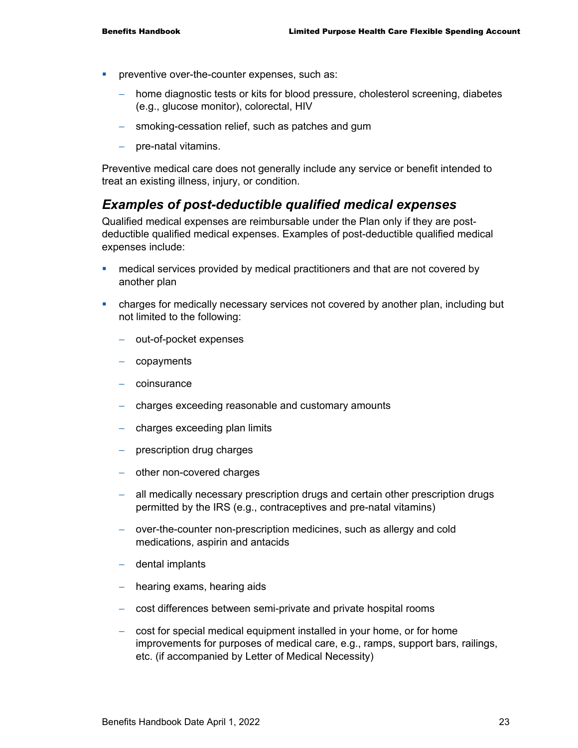- preventive over-the-counter expenses, such as:
  - home diagnostic tests or kits for blood pressure, cholesterol screening, diabetes (e.g., glucose monitor), colorectal, HIV
  - smoking-cessation relief, such as patches and gum
  - pre-natal vitamins.

Preventive medical care does not generally include any service or benefit intended to treat an existing illness, injury, or condition.

## *Examples of post-deductible qualified medical expenses*

Qualified medical expenses are reimbursable under the Plan only if they are post-deductible qualified medical expenses. Examples of post-deductible qualified medical expenses include:

- medical services provided by medical practitioners and that are not covered by another plan
- charges for medically necessary services not covered by another plan, including but not limited to the following:
  - out-of-pocket expenses
  - copayments
  - coinsurance
  - charges exceeding reasonable and customary amounts
  - charges exceeding plan limits
  - prescription drug charges
  - other non-covered charges
  - all medically necessary prescription drugs and certain other prescription drugs permitted by the IRS (e.g., contraceptives and pre-natal vitamins)
  - over-the-counter non-prescription medicines, such as allergy and cold medications, aspirin and antacids
  - dental implants
  - hearing exams, hearing aids
  - cost differences between semi-private and private hospital rooms
  - cost for special medical equipment installed in your home, or for home improvements for purposes of medical care, e.g., ramps, support bars, railings, etc. (if accompanied by Letter of Medical Necessity)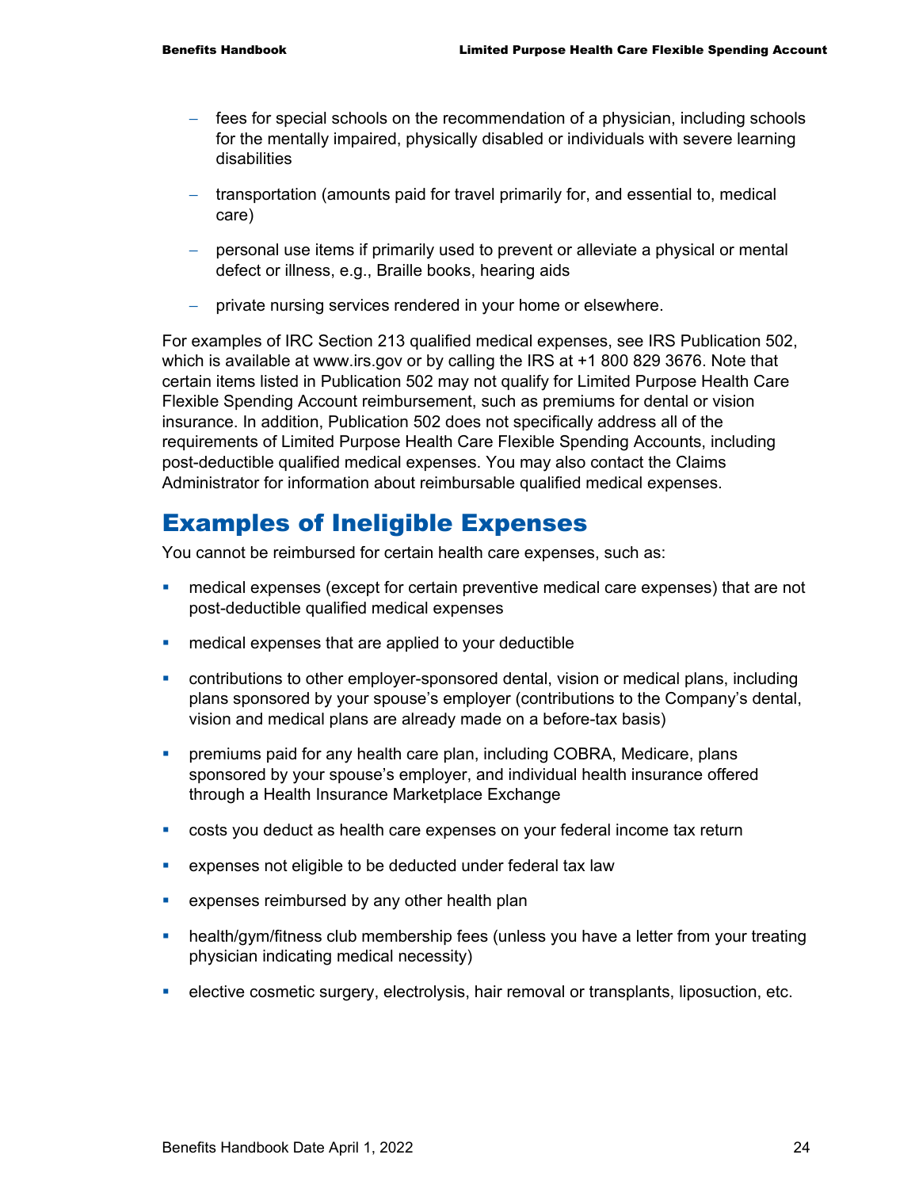- fees for special schools on the recommendation of a physician, including schools for the mentally impaired, physically disabled or individuals with severe learning disabilities
  - transportation (amounts paid for travel primarily for, and essential to, medical care)
  - personal use items if primarily used to prevent or alleviate a physical or mental defect or illness, e.g., Braille books, hearing aids
  - private nursing services rendered in your home or elsewhere.

For examples of IRC Section 213 qualified medical expenses, see IRS Publication 502, which is available at www.irs.gov or by calling the IRS at +1 800 829 3676. Note that certain items listed in Publication 502 may not qualify for Limited Purpose Health Care Flexible Spending Account reimbursement, such as premiums for dental or vision insurance. In addition, Publication 502 does not specifically address all of the requirements of Limited Purpose Health Care Flexible Spending Accounts, including post-deductible qualified medical expenses. You may also contact the Claims Administrator for information about reimbursable qualified medical expenses.

## Examples of Ineligible Expenses

You cannot be reimbursed for certain health care expenses, such as:

- medical expenses (except for certain preventive medical care expenses) that are not post-deductible qualified medical expenses
- medical expenses that are applied to your deductible
- contributions to other employer-sponsored dental, vision or medical plans, including plans sponsored by your spouse's employer (contributions to the Company's dental, vision and medical plans are already made on a before-tax basis)
- premiums paid for any health care plan, including COBRA, Medicare, plans sponsored by your spouse's employer, and individual health insurance offered through a Health Insurance Marketplace Exchange
- costs you deduct as health care expenses on your federal income tax return
- expenses not eligible to be deducted under federal tax law
- expenses reimbursed by any other health plan
- health/gym/fitness club membership fees (unless you have a letter from your treating physician indicating medical necessity)
- elective cosmetic surgery, electrolysis, hair removal or transplants, liposuction, etc.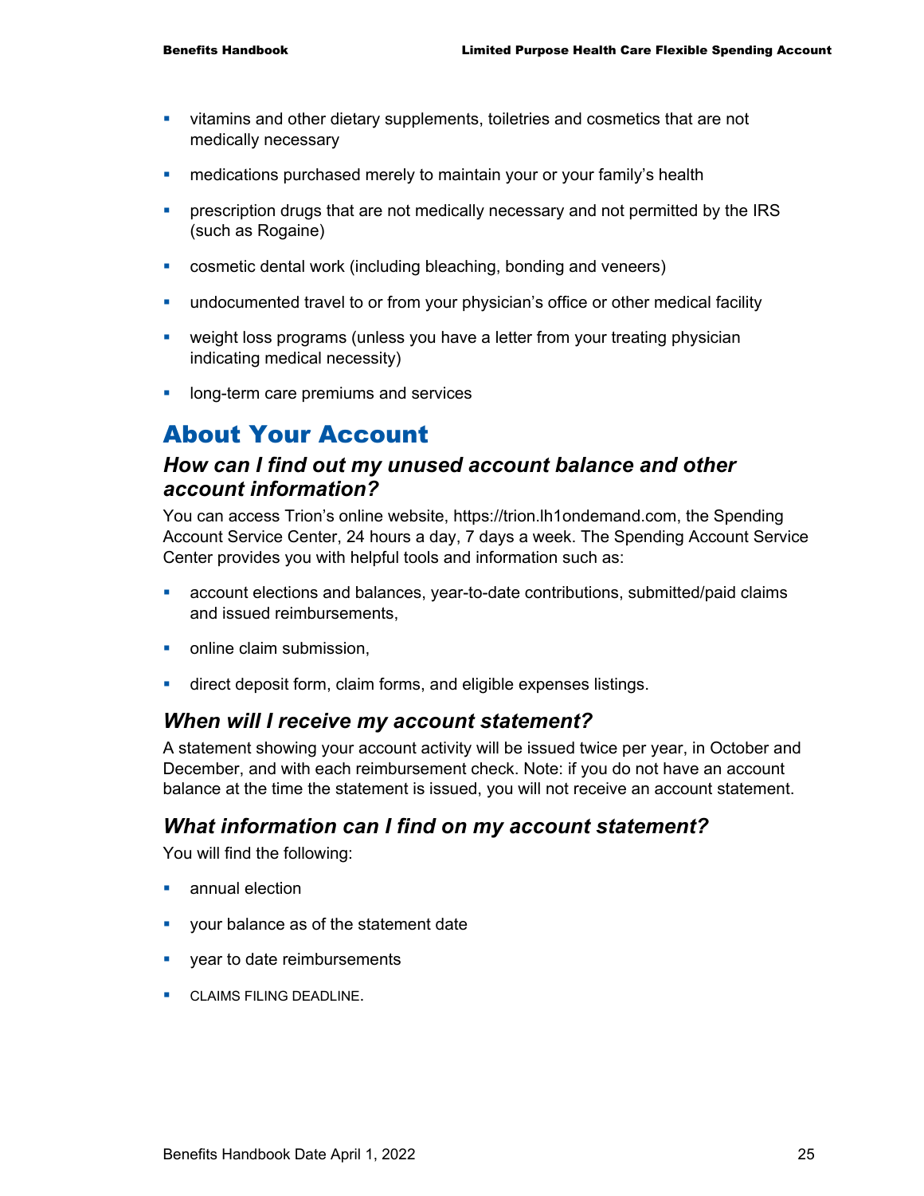- vitamins and other dietary supplements, toiletries and cosmetics that are not medically necessary
- medications purchased merely to maintain your or your family's health
- prescription drugs that are not medically necessary and not permitted by the IRS (such as Rogaine)
- cosmetic dental work (including bleaching, bonding and veneers)
- undocumented travel to or from your physician's office or other medical facility
- weight loss programs (unless you have a letter from your treating physician indicating medical necessity)
- long-term care premiums and services

# About Your Account

## *How can I find out my unused account balance and other account information?*

You can access Trion's online website, https://trion.lh1ondemand.com, the Spending Account Service Center, 24 hours a day, 7 days a week. The Spending Account Service Center provides you with helpful tools and information such as:

- account elections and balances, year-to-date contributions, submitted/paid claims and issued reimbursements,
- online claim submission,
- direct deposit form, claim forms, and eligible expenses listings.

## *When will I receive my account statement?*

A statement showing your account activity will be issued twice per year, in October and December, and with each reimbursement check. Note: if you do not have an account balance at the time the statement is issued, you will not receive an account statement.

## *What information can I find on my account statement?*

You will find the following:

- annual election
- your balance as of the statement date
- year to date reimbursements
- CLAIMS FILING DEADLINE.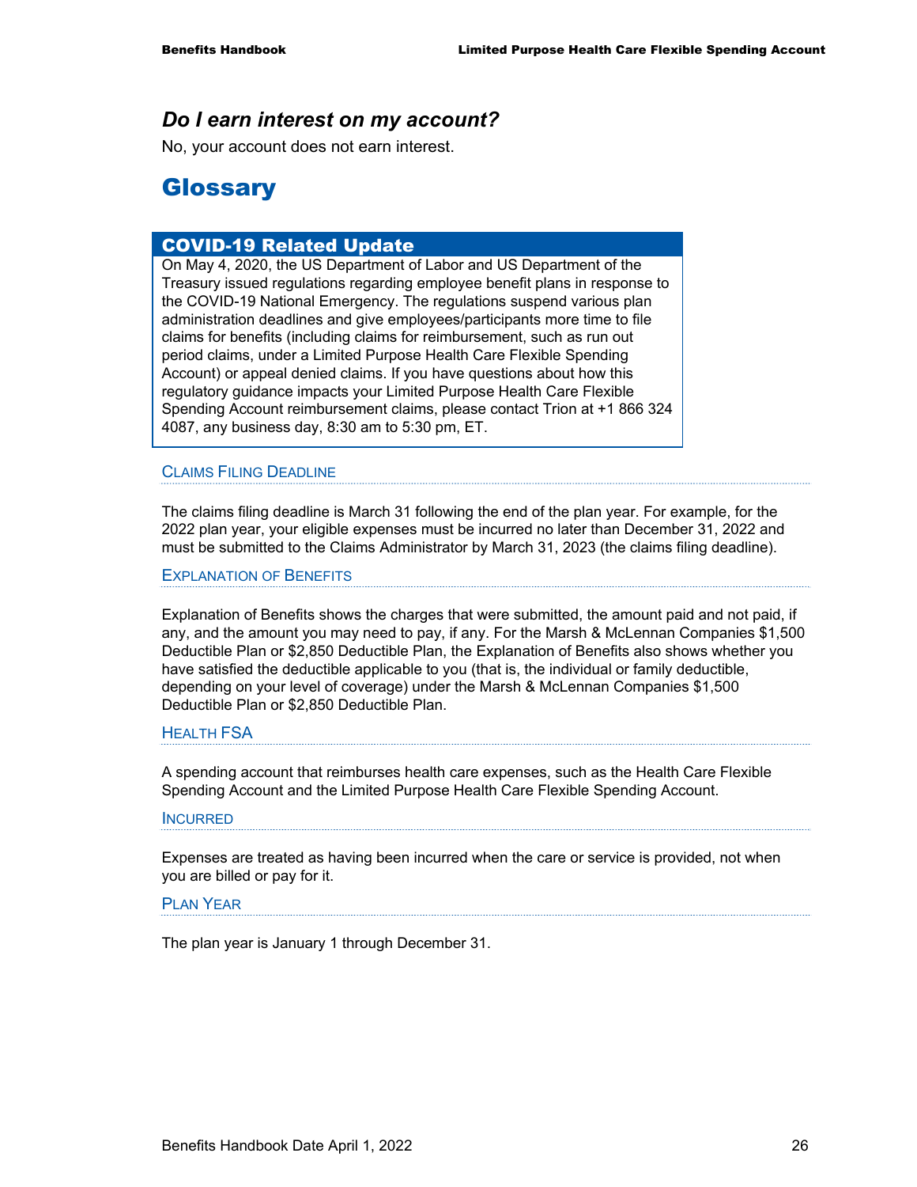### *Do I earn interest on my account?*

No, your account does not earn interest.

## Glossary

**COVID-19 Related Update**

On May 4, 2020, the US Department of Labor and US Department of the Treasury issued regulations regarding employee benefit plans in response to the COVID-19 National Emergency. The regulations suspend various plan administration deadlines and give employees/participants more time to file claims for benefits (including claims for reimbursement, such as run out period claims, under a Limited Purpose Health Care Flexible Spending Account) or appeal denied claims. If you have questions about how this regulatory guidance impacts your Limited Purpose Health Care Flexible Spending Account reimbursement claims, please contact Trion at +1 866 324 4087, any business day, 8:30 am to 5:30 pm, ET.

#### Claims Filing Deadline

The claims filing deadline is March 31 following the end of the plan year. For example, for the 2022 plan year, your eligible expenses must be incurred no later than December 31, 2022 and must be submitted to the Claims Administrator by March 31, 2023 (the claims filing deadline).

#### Explanation of Benefits

Explanation of Benefits shows the charges that were submitted, the amount paid and not paid, if any, and the amount you may need to pay, if any. For the Marsh & McLennan Companies $1,500 Deductible Plan or $2,850 Deductible Plan, the Explanation of Benefits also shows whether you have satisfied the deductible applicable to you (that is, the individual or family deductible, depending on your level of coverage) under the Marsh & McLennan Companies $1,500 Deductible Plan or $2,850 Deductible Plan.

#### Health FSA

A spending account that reimburses health care expenses, such as the Health Care Flexible Spending Account and the Limited Purpose Health Care Flexible Spending Account.

#### Incurred

Expenses are treated as having been incurred when the care or service is provided, not when you are billed or pay for it.

#### Plan Year

The plan year is January 1 through December 31.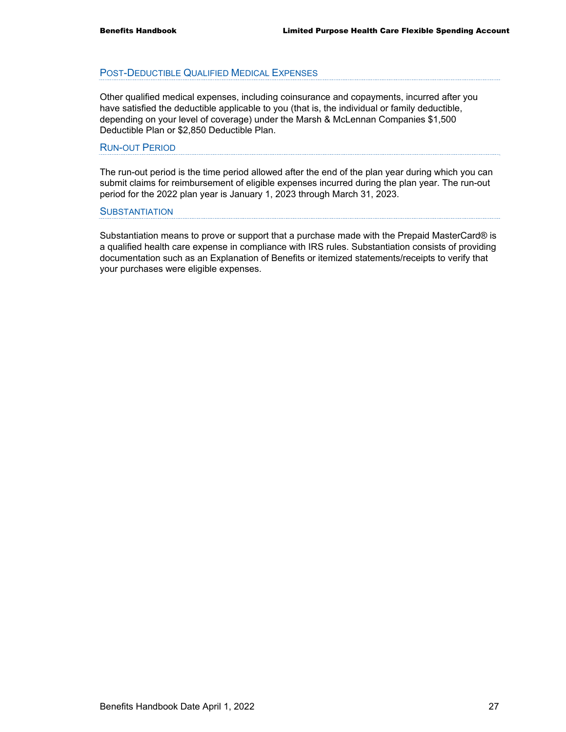### Post-Deductible Qualified Medical Expenses

Other qualified medical expenses, including coinsurance and copayments, incurred after you have satisfied the deductible applicable to you (that is, the individual or family deductible, depending on your level of coverage) under the Marsh & McLennan Companies $1,500 Deductible Plan or $2,850 Deductible Plan.

### Run-out Period

The run-out period is the time period allowed after the end of the plan year during which you can submit claims for reimbursement of eligible expenses incurred during the plan year. The run-out period for the 2022 plan year is January 1, 2023 through March 31, 2023.

### Substantiation

Substantiation means to prove or support that a purchase made with the Prepaid MasterCard® is a qualified health care expense in compliance with IRS rules. Substantiation consists of providing documentation such as an Explanation of Benefits or itemized statements/receipts to verify that your purchases were eligible expenses.